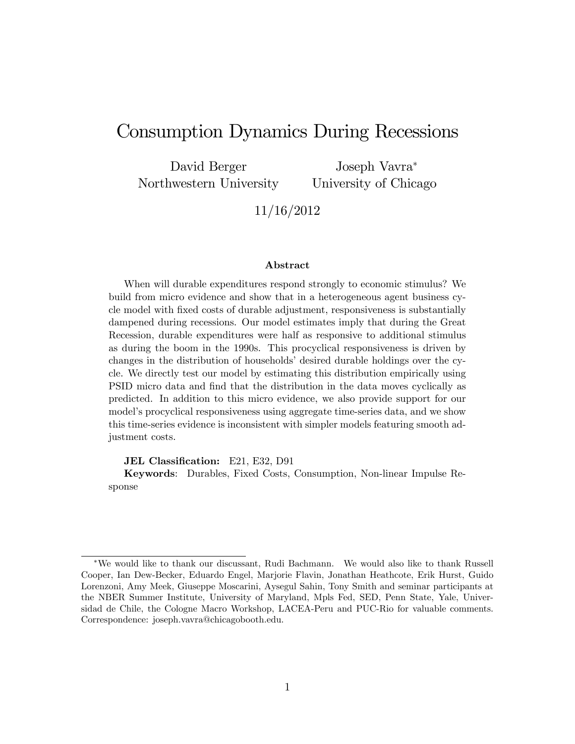# Consumption Dynamics During Recessions

David Berger
Northwestern University

Joseph Vavra*
University of Chicago

11/16/2012

### Abstract

When will durable expenditures respond strongly to economic stimulus? We build from micro evidence and show that in a heterogeneous agent business cycle model with fixed costs of durable adjustment, responsiveness is substantially dampened during recessions. Our model estimates imply that during the Great Recession, durable expenditures were half as responsive to additional stimulus as during the boom in the 1990s. This procyclical responsiveness is driven by changes in the distribution of households' desired durable holdings over the cycle. We directly test our model by estimating this distribution empirically using PSID micro data and find that the distribution in the data moves cyclically as predicted. In addition to this micro evidence, we also provide support for our model's procyclical responsiveness using aggregate time-series data, and we show this time-series evidence is inconsistent with simpler models featuring smooth adjustment costs.

**JEL Classification:** E21, E32, D91

**Keywords**: Durables, Fixed Costs, Consumption, Non-linear Impulse Response

---

*We would like to thank our discussant, Rudi Bachmann. We would also like to thank Russell Cooper, Ian Dew-Becker, Eduardo Engel, Marjorie Flavin, Jonathan Heathcote, Erik Hurst, Guido Lorenzoni, Amy Meek, Giuseppe Moscarini, Aysegul Sahin, Tony Smith and seminar participants at the NBER Summer Institute, University of Maryland, Mpls Fed, SED, Penn State, Yale, Universidad de Chile, the Cologne Macro Workshop, LACEA-Peru and PUC-Rio for valuable comments. Correspondence: joseph.vavra@chicagobooth.edu.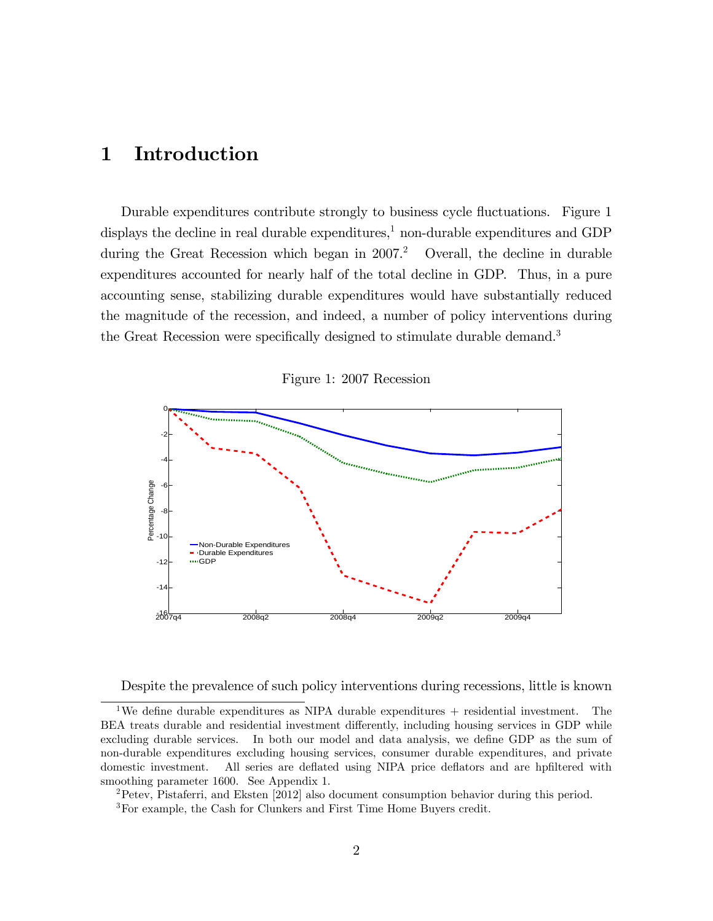# 1 Introduction

Durable expenditures contribute strongly to business cycle fluctuations. Figure 1 displays the decline in real durable expenditures,[1] non-durable expenditures and GDP during the Great Recession which began in 2007.[2] Overall, the decline in durable expenditures accounted for nearly half of the total decline in GDP. Thus, in a pure accounting sense, stabilizing durable expenditures would have substantially reduced the magnitude of the recession, and indeed, a number of policy interventions during the Great Recession were specifically designed to stimulate durable demand.[3]

Figure 1: 2007 Recession

Despite the prevalence of such policy interventions during recessions, little is known

---

[1] We define durable expenditures as NIPA durable expenditures + residential investment. The BEA treats durable and residential investment differently, including housing services in GDP while excluding durable services. In both our model and data analysis, we define GDP as the sum of non-durable expenditures excluding housing services, consumer durable expenditures, and private domestic investment. All series are deflated using NIPA price deflators and are hpfiltered with smoothing parameter 1600. See Appendix 1.

[2] Petev, Pistaferri, and Eksten [2012] also document consumption behavior during this period.

[3] For example, the Cash for Clunkers and First Time Home Buyers credit.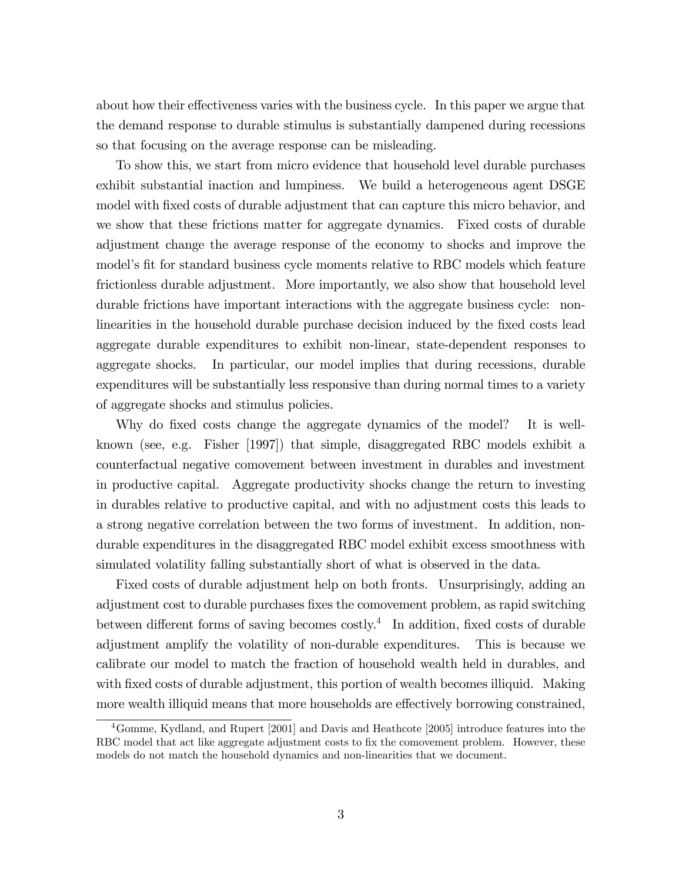about how their effectiveness varies with the business cycle. In this paper we argue that the demand response to durable stimulus is substantially dampened during recessions so that focusing on the average response can be misleading.

To show this, we start from micro evidence that household level durable purchases exhibit substantial inaction and lumpiness. We build a heterogeneous agent DSGE model with fixed costs of durable adjustment that can capture this micro behavior, and we show that these frictions matter for aggregate dynamics. Fixed costs of durable adjustment change the average response of the economy to shocks and improve the model's fit for standard business cycle moments relative to RBC models which feature frictionless durable adjustment. More importantly, we also show that household level durable frictions have important interactions with the aggregate business cycle: non-linearities in the household durable purchase decision induced by the fixed costs lead aggregate durable expenditures to exhibit non-linear, state-dependent responses to aggregate shocks. In particular, our model implies that during recessions, durable expenditures will be substantially less responsive than during normal times to a variety of aggregate shocks and stimulus policies.

Why do fixed costs change the aggregate dynamics of the model? It is well-known (see, e.g. Fisher [1997]) that simple, disaggregated RBC models exhibit a counterfactual negative comovement between investment in durables and investment in productive capital. Aggregate productivity shocks change the return to investing in durables relative to productive capital, and with no adjustment costs this leads to a strong negative correlation between the two forms of investment. In addition, non-durable expenditures in the disaggregated RBC model exhibit excess smoothness with simulated volatility falling substantially short of what is observed in the data.

Fixed costs of durable adjustment help on both fronts. Unsurprisingly, adding an adjustment cost to durable purchases fixes the comovement problem, as rapid switching between different forms of saving becomes costly.[4] In addition, fixed costs of durable adjustment amplify the volatility of non-durable expenditures. This is because we calibrate our model to match the fraction of household wealth held in durables, and with fixed costs of durable adjustment, this portion of wealth becomes illiquid. Making more wealth illiquid means that more households are effectively borrowing constrained,

[4] Gomme, Kydland, and Rupert [2001] and Davis and Heathcote [2005] introduce features into the RBC model that act like aggregate adjustment costs to fix the comovement problem. However, these models do not match the household dynamics and non-linearities that we document.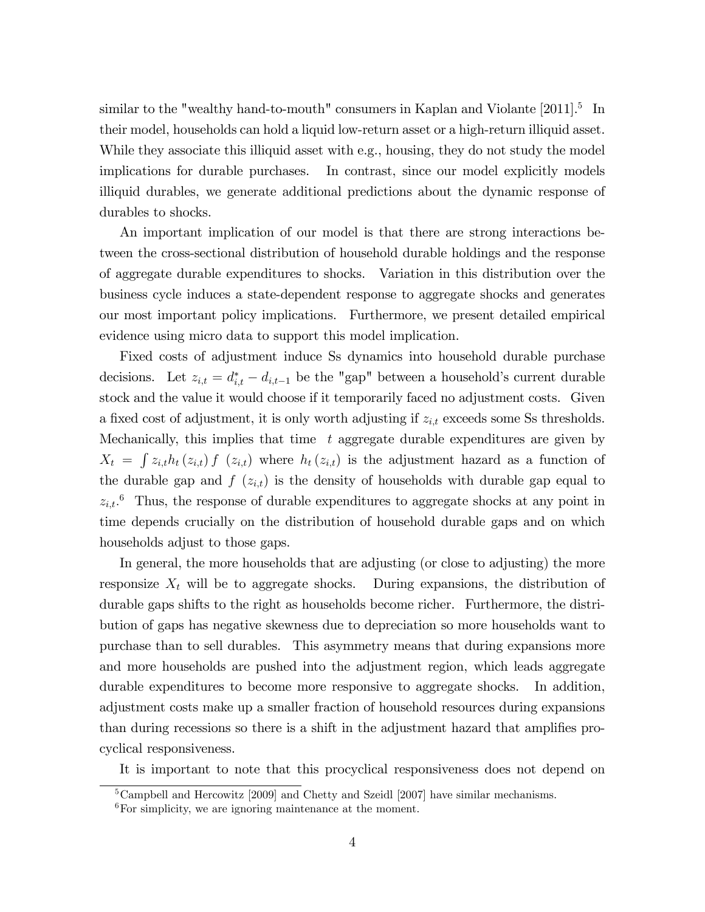similar to the "wealthy hand-to-mouth" consumers in Kaplan and Violante [2011].[5] In their model, households can hold a liquid low-return asset or a high-return illiquid asset. While they associate this illiquid asset with e.g., housing, they do not study the model implications for durable purchases. In contrast, since our model explicitly models illiquid durables, we generate additional predictions about the dynamic response of durables to shocks.

An important implication of our model is that there are strong interactions between the cross-sectional distribution of household durable holdings and the response of aggregate durable expenditures to shocks. Variation in this distribution over the business cycle induces a state-dependent response to aggregate shocks and generates our most important policy implications. Furthermore, we present detailed empirical evidence using micro data to support this model implication.

Fixed costs of adjustment induce Ss dynamics into household durable purchase decisions. Let $z_{i,t} = d^*_{i,t} - d_{i,t-1}$ be the "gap" between a household's current durable stock and the value it would choose if it temporarily faced no adjustment costs. Given a fixed cost of adjustment, it is only worth adjusting if $z_{i,t}$ exceeds some Ss thresholds. Mechanically, this implies that time $t$ aggregate durable expenditures are given by $X_t = \int z_{i,t} h_t(z_{i,t}) f(z_{i,t})$ where $h_t(z_{i,t})$ is the adjustment hazard as a function of the durable gap and $f(z_{i,t})$ is the density of households with durable gap equal to $z_{i,t}$.[6] Thus, the response of durable expenditures to aggregate shocks at any point in time depends crucially on the distribution of household durable gaps and on which households adjust to those gaps.

In general, the more households that are adjusting (or close to adjusting) the more responsize $X_t$ will be to aggregate shocks. During expansions, the distribution of durable gaps shifts to the right as households become richer. Furthermore, the distribution of gaps has negative skewness due to depreciation so more households want to purchase than to sell durables. This asymmetry means that during expansions more and more households are pushed into the adjustment region, which leads aggregate durable expenditures to become more responsive to aggregate shocks. In addition, adjustment costs make up a smaller fraction of household resources during expansions than during recessions so there is a shift in the adjustment hazard that amplifies procyclical responsiveness.

It is important to note that this procyclical responsiveness does not depend on

[5] Campbell and Hercowitz [2009] and Chetty and Szeidl [2007] have similar mechanisms.

[6] For simplicity, we are ignoring maintenance at the moment.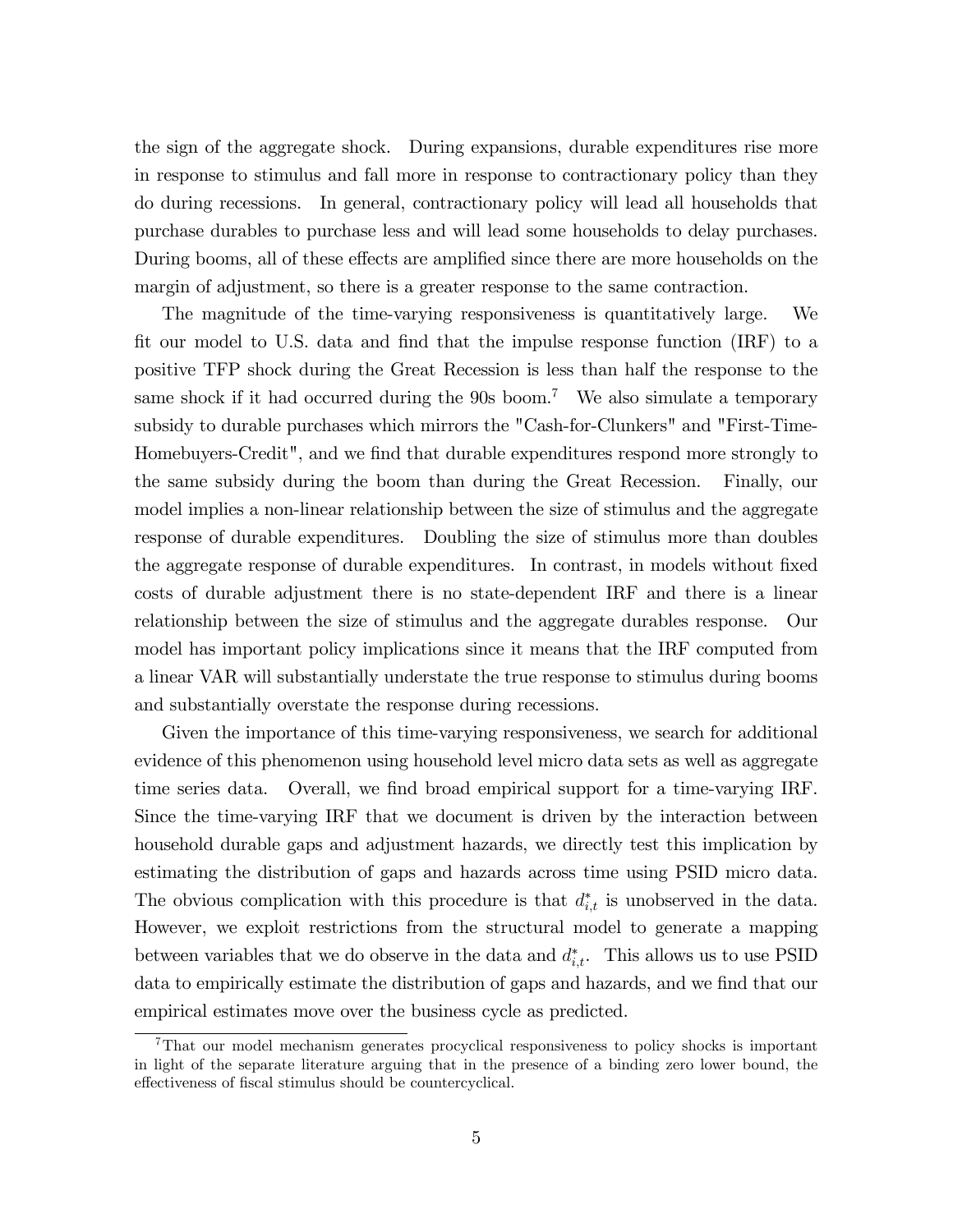the sign of the aggregate shock. During expansions, durable expenditures rise more in response to stimulus and fall more in response to contractionary policy than they do during recessions. In general, contractionary policy will lead all households that purchase durables to purchase less and will lead some households to delay purchases. During booms, all of these effects are amplified since there are more households on the margin of adjustment, so there is a greater response to the same contraction.

The magnitude of the time-varying responsiveness is quantitatively large. We fit our model to U.S. data and find that the impulse response function (IRF) to a positive TFP shock during the Great Recession is less than half the response to the same shock if it had occurred during the 90s boom.[7] We also simulate a temporary subsidy to durable purchases which mirrors the "Cash-for-Clunkers" and "First-Time-Homebuyers-Credit", and we find that durable expenditures respond more strongly to the same subsidy during the boom than during the Great Recession. Finally, our model implies a non-linear relationship between the size of stimulus and the aggregate response of durable expenditures. Doubling the size of stimulus more than doubles the aggregate response of durable expenditures. In contrast, in models without fixed costs of durable adjustment there is no state-dependent IRF and there is a linear relationship between the size of stimulus and the aggregate durables response. Our model has important policy implications since it means that the IRF computed from a linear VAR will substantially understate the true response to stimulus during booms and substantially overstate the response during recessions.

Given the importance of this time-varying responsiveness, we search for additional evidence of this phenomenon using household level micro data sets as well as aggregate time series data. Overall, we find broad empirical support for a time-varying IRF. Since the time-varying IRF that we document is driven by the interaction between household durable gaps and adjustment hazards, we directly test this implication by estimating the distribution of gaps and hazards across time using PSID micro data. The obvious complication with this procedure is that $d^*_{i,t}$ is unobserved in the data. However, we exploit restrictions from the structural model to generate a mapping between variables that we do observe in the data and $d^*_{i,t}$. This allows us to use PSID data to empirically estimate the distribution of gaps and hazards, and we find that our empirical estimates move over the business cycle as predicted.

[7] That our model mechanism generates procyclical responsiveness to policy shocks is important in light of the separate literature arguing that in the presence of a binding zero lower bound, the effectiveness of fiscal stimulus should be countercyclical.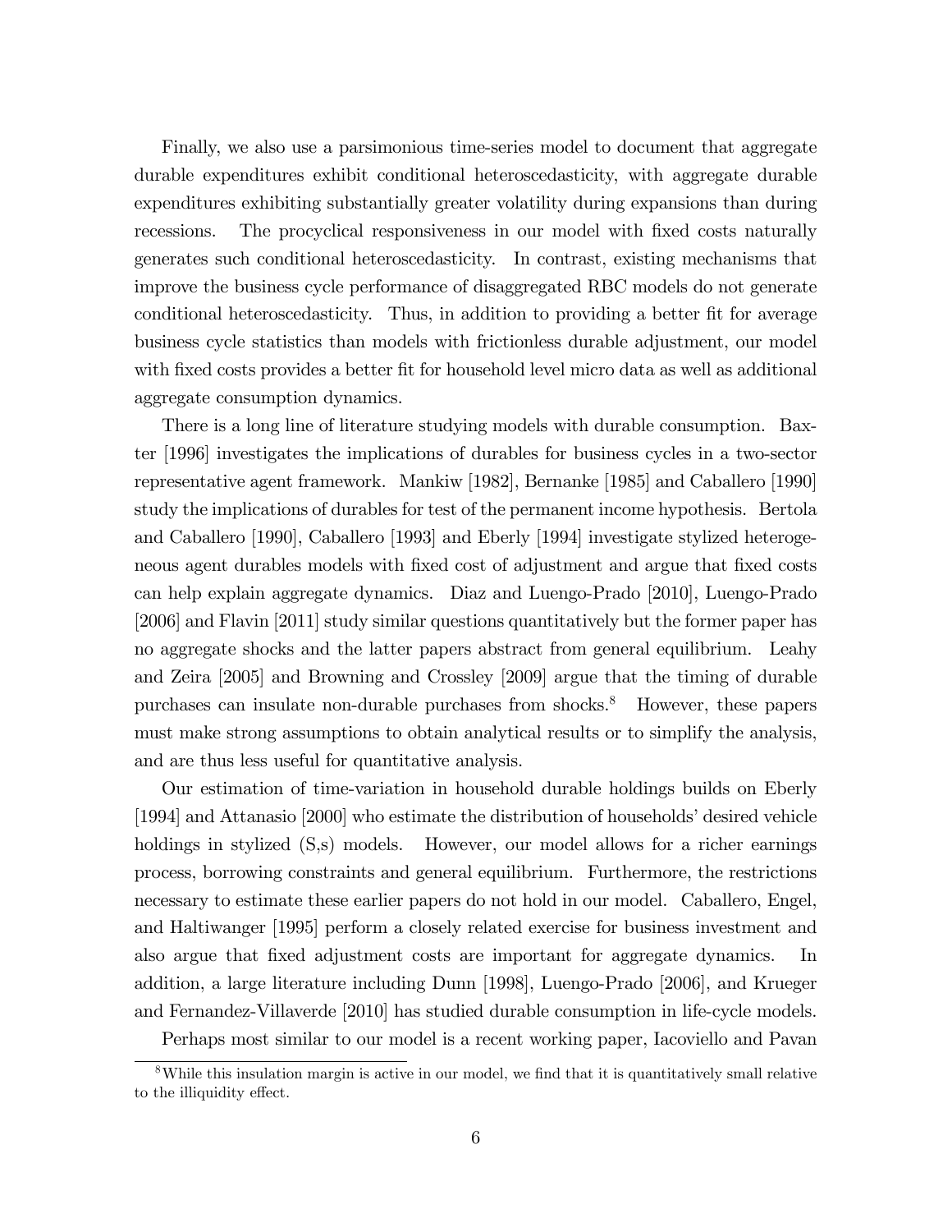Finally, we also use a parsimonious time-series model to document that aggregate durable expenditures exhibit conditional heteroscedasticity, with aggregate durable expenditures exhibiting substantially greater volatility during expansions than during recessions. The procyclical responsiveness in our model with fixed costs naturally generates such conditional heteroscedasticity. In contrast, existing mechanisms that improve the business cycle performance of disaggregated RBC models do not generate conditional heteroscedasticity. Thus, in addition to providing a better fit for average business cycle statistics than models with frictionless durable adjustment, our model with fixed costs provides a better fit for household level micro data as well as additional aggregate consumption dynamics.

There is a long line of literature studying models with durable consumption. Baxter [1996] investigates the implications of durables for business cycles in a two-sector representative agent framework. Mankiw [1982], Bernanke [1985] and Caballero [1990] study the implications of durables for test of the permanent income hypothesis. Bertola and Caballero [1990], Caballero [1993] and Eberly [1994] investigate stylized heterogeneous agent durables models with fixed cost of adjustment and argue that fixed costs can help explain aggregate dynamics. Diaz and Luengo-Prado [2010], Luengo-Prado [2006] and Flavin [2011] study similar questions quantitatively but the former paper has no aggregate shocks and the latter papers abstract from general equilibrium. Leahy and Zeira [2005] and Browning and Crossley [2009] argue that the timing of durable purchases can insulate non-durable purchases from shocks.[8] However, these papers must make strong assumptions to obtain analytical results or to simplify the analysis, and are thus less useful for quantitative analysis.

Our estimation of time-variation in household durable holdings builds on Eberly [1994] and Attanasio [2000] who estimate the distribution of households' desired vehicle holdings in stylized (S,s) models. However, our model allows for a richer earnings process, borrowing constraints and general equilibrium. Furthermore, the restrictions necessary to estimate these earlier papers do not hold in our model. Caballero, Engel, and Haltiwanger [1995] perform a closely related exercise for business investment and also argue that fixed adjustment costs are important for aggregate dynamics. In addition, a large literature including Dunn [1998], Luengo-Prado [2006], and Krueger and Fernandez-Villaverde [2010] has studied durable consumption in life-cycle models.

Perhaps most similar to our model is a recent working paper, Iacoviello and Pavan

[8] While this insulation margin is active in our model, we find that it is quantitatively small relative to the illiquidity effect.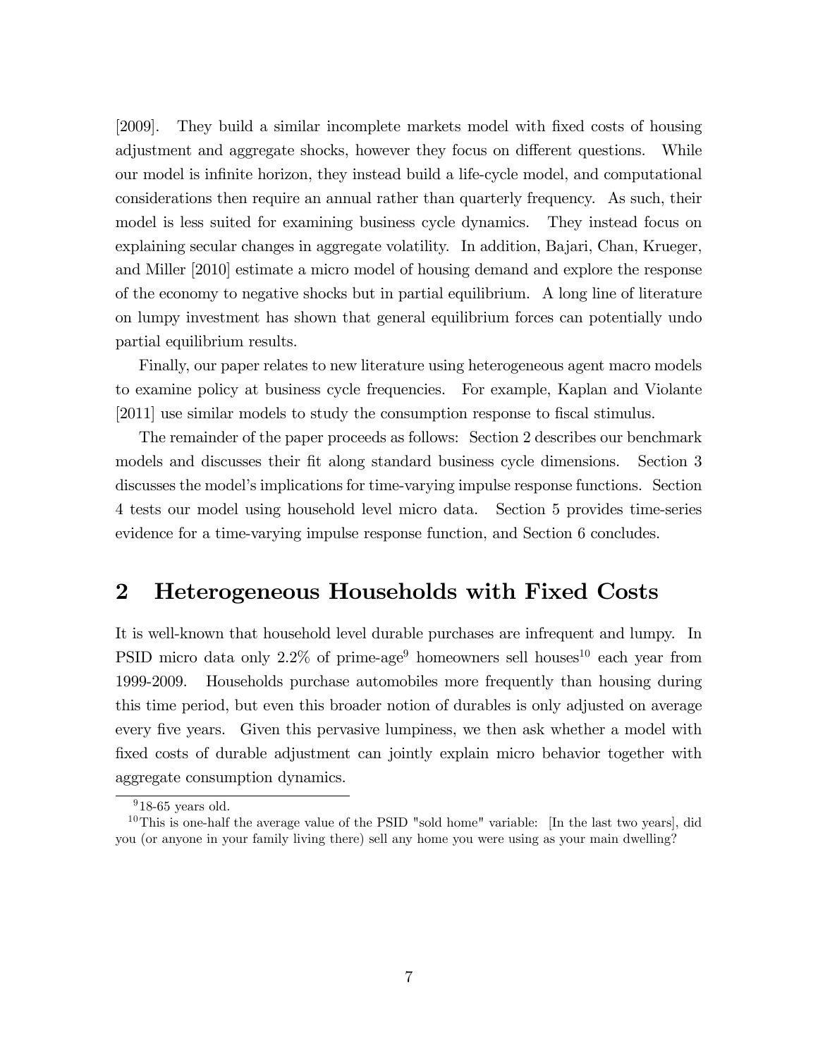[2009]. They build a similar incomplete markets model with fixed costs of housing adjustment and aggregate shocks, however they focus on different questions. While our model is infinite horizon, they instead build a life-cycle model, and computational considerations then require an annual rather than quarterly frequency. As such, their model is less suited for examining business cycle dynamics. They instead focus on explaining secular changes in aggregate volatility. In addition, Bajari, Chan, Krueger, and Miller [2010] estimate a micro model of housing demand and explore the response of the economy to negative shocks but in partial equilibrium. A long line of literature on lumpy investment has shown that general equilibrium forces can potentially undo partial equilibrium results.

Finally, our paper relates to new literature using heterogeneous agent macro models to examine policy at business cycle frequencies. For example, Kaplan and Violante [2011] use similar models to study the consumption response to fiscal stimulus.

The remainder of the paper proceeds as follows: Section 2 describes our benchmark models and discusses their fit along standard business cycle dimensions. Section 3 discusses the model's implications for time-varying impulse response functions. Section 4 tests our model using household level micro data. Section 5 provides time-series evidence for a time-varying impulse response function, and Section 6 concludes.

## 2 Heterogeneous Households with Fixed Costs

It is well-known that household level durable purchases are infrequent and lumpy. In PSID micro data only 2.2% of prime-age[9] homeowners sell houses[10] each year from 1999-2009. Households purchase automobiles more frequently than housing during this time period, but even this broader notion of durables is only adjusted on average every five years. Given this pervasive lumpiness, we then ask whether a model with fixed costs of durable adjustment can jointly explain micro behavior together with aggregate consumption dynamics.

[9] 18-65 years old.

[10] This is one-half the average value of the PSID "sold home" variable: [In the last two years], did you (or anyone in your family living there) sell any home you were using as your main dwelling?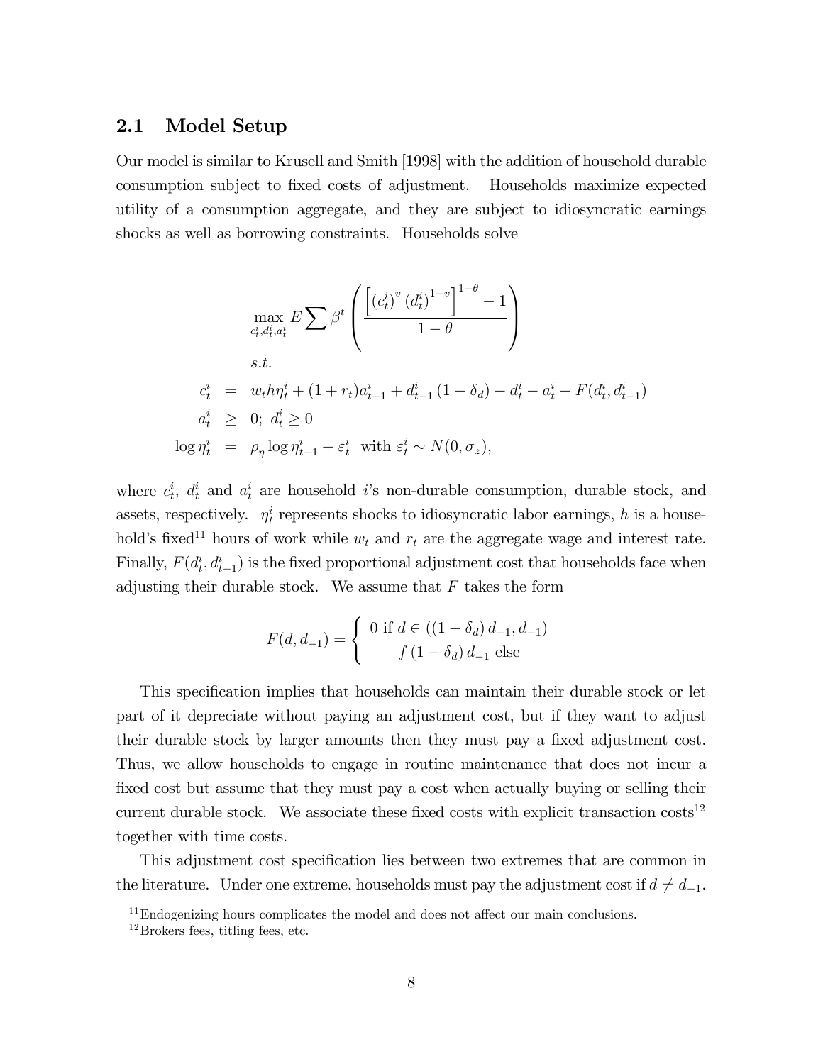## 2.1 Model Setup

Our model is similar to Krusell and Smith [1998] with the addition of household durable consumption subject to fixed costs of adjustment. Households maximize expected utility of a consumption aggregate, and they are subject to idiosyncratic earnings shocks as well as borrowing constraints. Households solve

$$
\begin{aligned}
&\max_{c_t^i, d_t^i, a_t^i} E \sum \beta^t \left( \frac{\left[ \left(c_t^i\right)^v \left(d_t^i\right)^{1-v} \right]^{1-\theta} - 1}{1-\theta} \right) \\
&s.t. \\
c_t^i &= w_t h \eta_t^i + (1+r_t) a_{t-1}^i + d_{t-1}^i \left(1-\delta_d\right) - d_t^i - a_t^i - F(d_t^i, d_{t-1}^i) \\
a_t^i &\geq 0; \; d_t^i \geq 0 \\
\log \eta_t^i &= \rho_\eta \log \eta_{t-1}^i + \varepsilon_t^i \;\; \text{with } \varepsilon_t^i \sim N(0, \sigma_z),
\end{aligned}
$$

where $c_t^i$, $d_t^i$ and $a_t^i$ are household $i$'s non-durable consumption, durable stock, and assets, respectively. $\eta_t^i$ represents shocks to idiosyncratic labor earnings, $h$ is a household's fixed[11] hours of work while $w_t$ and $r_t$ are the aggregate wage and interest rate. Finally, $F(d_t^i, d_{t-1}^i)$ is the fixed proportional adjustment cost that households face when adjusting their durable stock. We assume that $F$ takes the form

$$
F(d, d_{-1}) = \begin{cases} 0 \text{ if } d \in \left(\left(1-\delta_d\right) d_{-1}, d_{-1}\right) \\ f\left(1-\delta_d\right) d_{-1} \text{ else} \end{cases}
$$

This specification implies that households can maintain their durable stock or let part of it depreciate without paying an adjustment cost, but if they want to adjust their durable stock by larger amounts then they must pay a fixed adjustment cost. Thus, we allow households to engage in routine maintenance that does not incur a fixed cost but assume that they must pay a cost when actually buying or selling their current durable stock. We associate these fixed costs with explicit transaction costs[12] together with time costs.

This adjustment cost specification lies between two extremes that are common in the literature. Under one extreme, households must pay the adjustment cost if $d \neq d_{-1}$.

[11] Endogenizing hours complicates the model and does not affect our main conclusions.

[12] Brokers fees, titling fees, etc.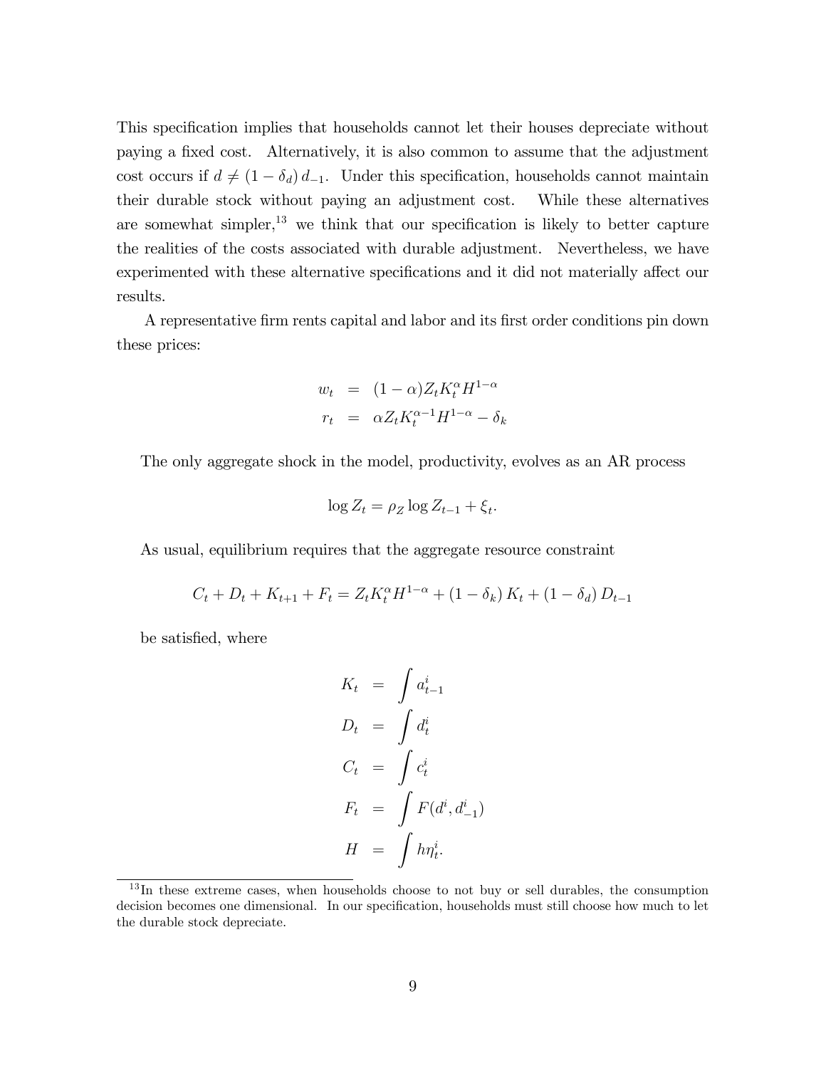This specification implies that households cannot let their houses depreciate without paying a fixed cost. Alternatively, it is also common to assume that the adjustment cost occurs if $d \neq (1-\delta_d)\, d_{-1}$. Under this specification, households cannot maintain their durable stock without paying an adjustment cost. While these alternatives are somewhat simpler,[13] we think that our specification is likely to better capture the realities of the costs associated with durable adjustment. Nevertheless, we have experimented with these alternative specifications and it did not materially affect our results.

A representative firm rents capital and labor and its first order conditions pin down these prices:

$$
\begin{aligned}
w_t &= (1-\alpha) Z_t K_t^{\alpha} H^{1-\alpha} \\
r_t &= \alpha Z_t K_t^{\alpha-1} H^{1-\alpha} - \delta_k
\end{aligned}
$$

The only aggregate shock in the model, productivity, evolves as an AR process

$$
\log Z_t = \rho_Z \log Z_{t-1} + \xi_t.
$$

As usual, equilibrium requires that the aggregate resource constraint

$$
C_t + D_t + K_{t+1} + F_t = Z_t K_t^{\alpha} H^{1-\alpha} + (1-\delta_k) K_t + (1-\delta_d) D_{t-1}
$$

be satisfied, where

$$
\begin{aligned}
K_t &= \int a_{t-1}^i \\
D_t &= \int d_t^i \\
C_t &= \int c_t^i \\
F_t &= \int F(d^i, d_{-1}^i) \\
H &= \int h \eta_t^i.
\end{aligned}
$$

[13] In these extreme cases, when households choose to not buy or sell durables, the consumption decision becomes one dimensional. In our specification, households must still choose how much to let the durable stock depreciate.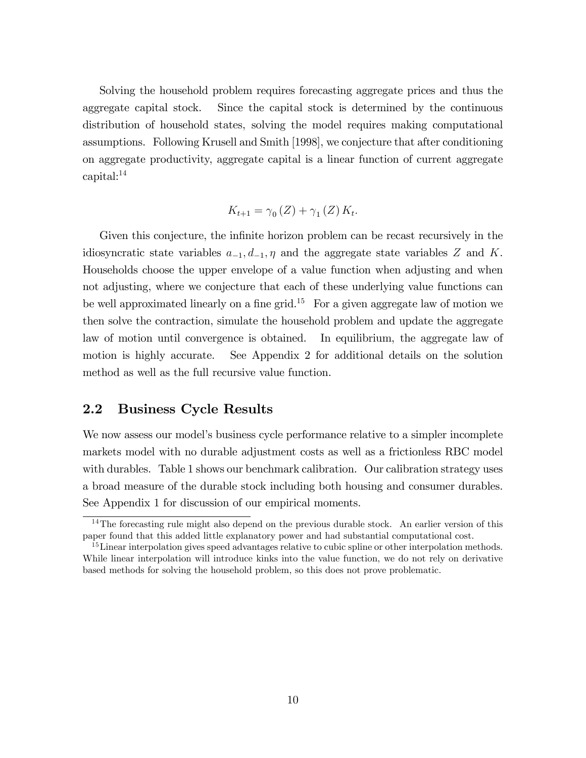Solving the household problem requires forecasting aggregate prices and thus the aggregate capital stock. Since the capital stock is determined by the continuous distribution of household states, solving the model requires making computational assumptions. Following Krusell and Smith [1998], we conjecture that after conditioning on aggregate productivity, aggregate capital is a linear function of current aggregate capital:[14]

$$K_{t+1} = \gamma_0 (Z) + \gamma_1 (Z) K_t.$$

Given this conjecture, the infinite horizon problem can be recast recursively in the idiosyncratic state variables $a_{-1}, d_{-1}, \eta$ and the aggregate state variables $Z$ and $K$. Households choose the upper envelope of a value function when adjusting and when not adjusting, where we conjecture that each of these underlying value functions can be well approximated linearly on a fine grid.[15] For a given aggregate law of motion we then solve the contraction, simulate the household problem and update the aggregate law of motion until convergence is obtained. In equilibrium, the aggregate law of motion is highly accurate. See Appendix 2 for additional details on the solution method as well as the full recursive value function.

## 2.2 Business Cycle Results

We now assess our model's business cycle performance relative to a simpler incomplete markets model with no durable adjustment costs as well as a frictionless RBC model with durables. Table 1 shows our benchmark calibration. Our calibration strategy uses a broad measure of the durable stock including both housing and consumer durables. See Appendix 1 for discussion of our empirical moments.

[14] The forecasting rule might also depend on the previous durable stock. An earlier version of this paper found that this added little explanatory power and had substantial computational cost.

[15] Linear interpolation gives speed advantages relative to cubic spline or other interpolation methods. While linear interpolation will introduce kinks into the value function, we do not rely on derivative based methods for solving the household problem, so this does not prove problematic.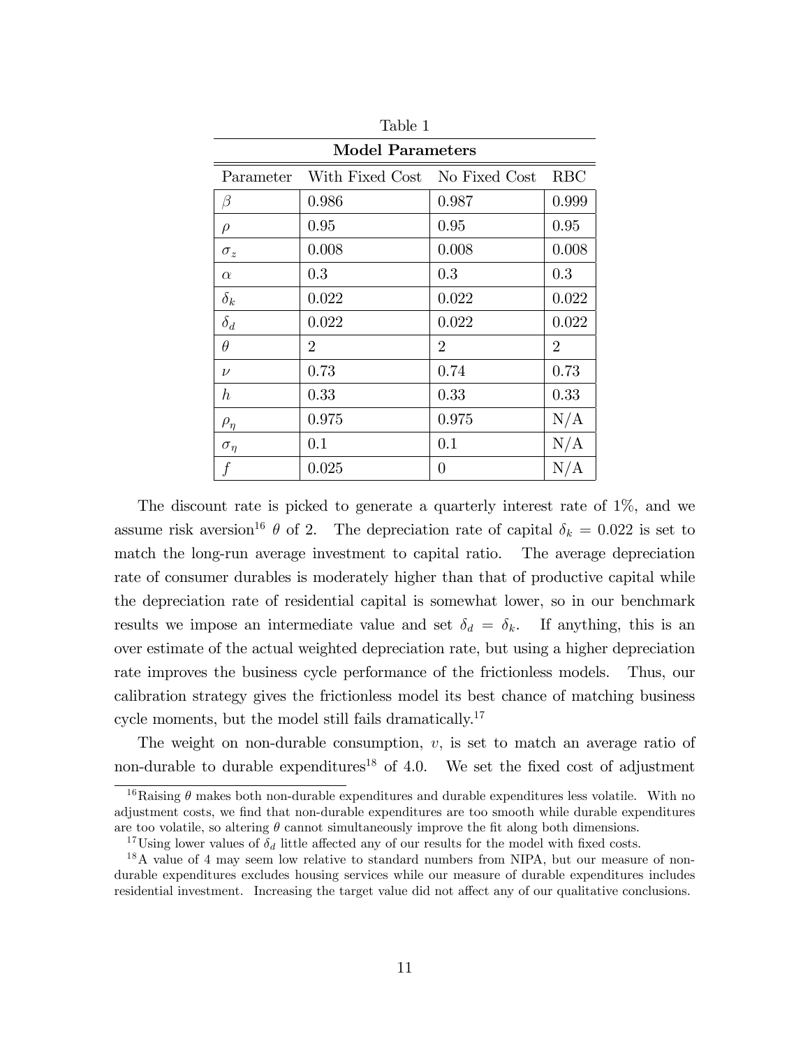Table 1

**Model Parameters**

| Parameter | With Fixed Cost | No Fixed Cost | RBC |
|---|---|---|---|
| $\beta$ | 0.986 | 0.987 | 0.999 |
| $\rho$ | 0.95 | 0.95 | 0.95 |
| $\sigma_z$ | 0.008 | 0.008 | 0.008 |
| $\alpha$ | 0.3 | 0.3 | 0.3 |
| $\delta_k$ | 0.022 | 0.022 | 0.022 |
| $\delta_d$ | 0.022 | 0.022 | 0.022 |
| $\theta$ | 2 | 2 | 2 |
| $\nu$ | 0.73 | 0.74 | 0.73 |
| $h$ | 0.33 | 0.33 | 0.33 |
| $\rho_\eta$ | 0.975 | 0.975 | N/A |
| $\sigma_\eta$ | 0.1 | 0.1 | N/A |
| $f$ | 0.025 | 0 | N/A |

The discount rate is picked to generate a quarterly interest rate of 1%, and we assume risk aversion[16] $\theta$ of 2. The depreciation rate of capital $\delta_k = 0.022$ is set to match the long-run average investment to capital ratio. The average depreciation rate of consumer durables is moderately higher than that of productive capital while the depreciation rate of residential capital is somewhat lower, so in our benchmark results we impose an intermediate value and set $\delta_d = \delta_k$. If anything, this is an over estimate of the actual weighted depreciation rate, but using a higher depreciation rate improves the business cycle performance of the frictionless models. Thus, our calibration strategy gives the frictionless model its best chance of matching business cycle moments, but the model still fails dramatically.[17]

The weight on non-durable consumption, $v$, is set to match an average ratio of non-durable to durable expenditures[18] of 4.0. We set the fixed cost of adjustment

[16] Raising $\theta$ makes both non-durable expenditures and durable expenditures less volatile. With no adjustment costs, we find that non-durable expenditures are too smooth while durable expenditures are too volatile, so altering $\theta$ cannot simultaneously improve the fit along both dimensions.

[17] Using lower values of $\delta_d$ little affected any of our results for the model with fixed costs.

[18] A value of 4 may seem low relative to standard numbers from NIPA, but our measure of non-durable expenditures excludes housing services while our measure of durable expenditures includes residential investment. Increasing the target value did not affect any of our qualitative conclusions.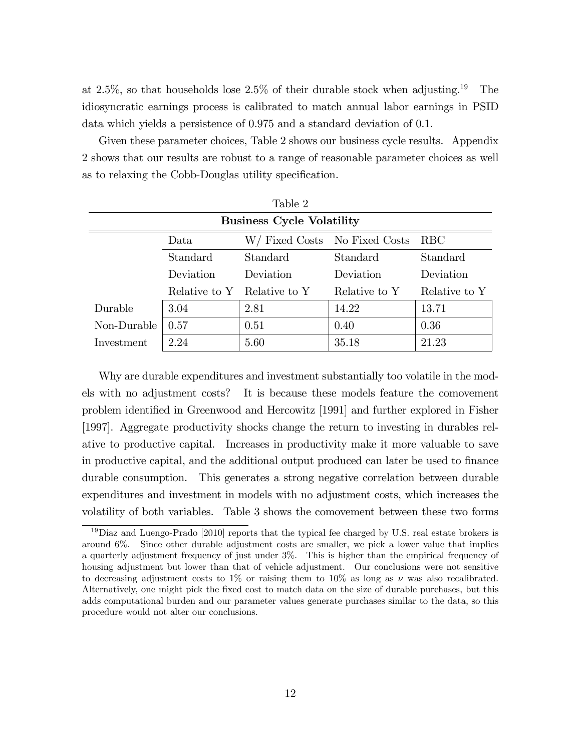at 2.5%, so that households lose 2.5% of their durable stock when adjusting.[19] The idiosyncratic earnings process is calibrated to match annual labor earnings in PSID data which yields a persistence of 0.975 and a standard deviation of 0.1.

Given these parameter choices, Table 2 shows our business cycle results. Appendix 2 shows that our results are robust to a range of reasonable parameter choices as well as to relaxing the Cobb-Douglas utility specification.

Table 2

**Business Cycle Volatility**

| | Data | W/ Fixed Costs | No Fixed Costs | RBC |
|---|---|---|---|---|
| | Standard Deviation Relative to Y | Standard Deviation Relative to Y | Standard Deviation Relative to Y | Standard Deviation Relative to Y |
| Durable | 3.04 | 2.81 | 14.22 | 13.71 |
| Non-Durable | 0.57 | 0.51 | 0.40 | 0.36 |
| Investment | 2.24 | 5.60 | 35.18 | 21.23 |

Why are durable expenditures and investment substantially too volatile in the models with no adjustment costs? It is because these models feature the comovement problem identified in Greenwood and Hercowitz [1991] and further explored in Fisher [1997]. Aggregate productivity shocks change the return to investing in durables relative to productive capital. Increases in productivity make it more valuable to save in productive capital, and the additional output produced can later be used to finance durable consumption. This generates a strong negative correlation between durable expenditures and investment in models with no adjustment costs, which increases the volatility of both variables. Table 3 shows the comovement between these two forms

[19] Diaz and Luengo-Prado [2010] reports that the typical fee charged by U.S. real estate brokers is around 6%. Since other durable adjustment costs are smaller, we pick a lower value that implies a quarterly adjustment frequency of just under 3%. This is higher than the empirical frequency of housing adjustment but lower than that of vehicle adjustment. Our conclusions were not sensitive to decreasing adjustment costs to 1% or raising them to 10% as long as $\nu$ was also recalibrated. Alternatively, one might pick the fixed cost to match data on the size of durable purchases, but this adds computational burden and our parameter values generate purchases similar to the data, so this procedure would not alter our conclusions.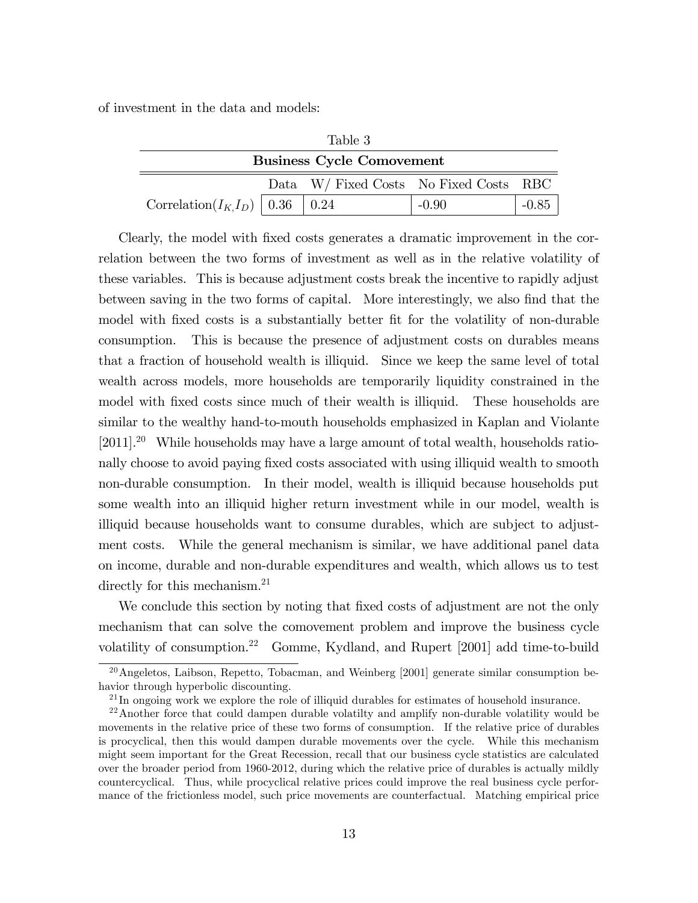of investment in the data and models:

Table 3

**Business Cycle Comovement**

| | Data | W/ Fixed Costs | No Fixed Costs | RBC |
|---|---|---|---|---|
| Correlation($I_K$,$I_D$) | 0.36 | 0.24 | -0.90 | -0.85 |

Clearly, the model with fixed costs generates a dramatic improvement in the correlation between the two forms of investment as well as in the relative volatility of these variables. This is because adjustment costs break the incentive to rapidly adjust between saving in the two forms of capital. More interestingly, we also find that the model with fixed costs is a substantially better fit for the volatility of non-durable consumption. This is because the presence of adjustment costs on durables means that a fraction of household wealth is illiquid. Since we keep the same level of total wealth across models, more households are temporarily liquidity constrained in the model with fixed costs since much of their wealth is illiquid. These households are similar to the wealthy hand-to-mouth households emphasized in Kaplan and Violante [2011].[20] While households may have a large amount of total wealth, households rationally choose to avoid paying fixed costs associated with using illiquid wealth to smooth non-durable consumption. In their model, wealth is illiquid because households put some wealth into an illiquid higher return investment while in our model, wealth is illiquid because households want to consume durables, which are subject to adjustment costs. While the general mechanism is similar, we have additional panel data on income, durable and non-durable expenditures and wealth, which allows us to test directly for this mechanism.[21]

We conclude this section by noting that fixed costs of adjustment are not the only mechanism that can solve the comovement problem and improve the business cycle volatility of consumption.[22] Gomme, Kydland, and Rupert [2001] add time-to-build

---

[20] Angeletos, Laibson, Repetto, Tobacman, and Weinberg [2001] generate similar consumption behavior through hyperbolic discounting.

[21] In ongoing work we explore the role of illiquid durables for estimates of household insurance.

[22] Another force that could dampen durable volatilty and amplify non-durable volatility would be movements in the relative price of these two forms of consumption. If the relative price of durables is procyclical, then this would dampen durable movements over the cycle. While this mechanism might seem important for the Great Recession, recall that our business cycle statistics are calculated over the broader period from 1960-2012, during which the relative price of durables is actually mildly countercyclical. Thus, while procyclical relative prices could improve the real business cycle performance of the frictionless model, such price movements are counterfactual. Matching empirical price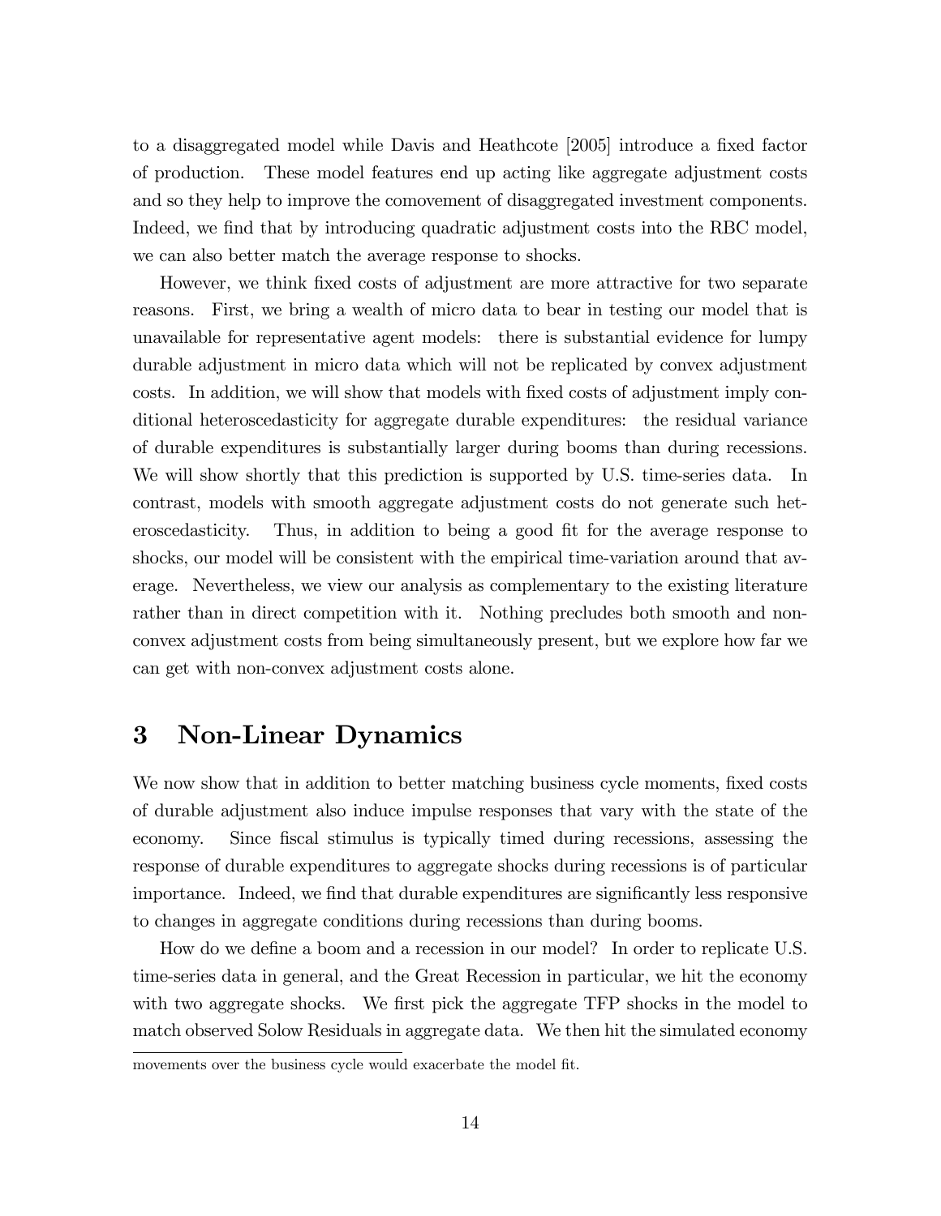to a disaggregated model while Davis and Heathcote [2005] introduce a fixed factor of production. These model features end up acting like aggregate adjustment costs and so they help to improve the comovement of disaggregated investment components. Indeed, we find that by introducing quadratic adjustment costs into the RBC model, we can also better match the average response to shocks.

However, we think fixed costs of adjustment are more attractive for two separate reasons. First, we bring a wealth of micro data to bear in testing our model that is unavailable for representative agent models: there is substantial evidence for lumpy durable adjustment in micro data which will not be replicated by convex adjustment costs. In addition, we will show that models with fixed costs of adjustment imply conditional heteroscedasticity for aggregate durable expenditures: the residual variance of durable expenditures is substantially larger during booms than during recessions. We will show shortly that this prediction is supported by U.S. time-series data. In contrast, models with smooth aggregate adjustment costs do not generate such heteroscedasticity. Thus, in addition to being a good fit for the average response to shocks, our model will be consistent with the empirical time-variation around that average. Nevertheless, we view our analysis as complementary to the existing literature rather than in direct competition with it. Nothing precludes both smooth and non-convex adjustment costs from being simultaneously present, but we explore how far we can get with non-convex adjustment costs alone.

# 3 Non-Linear Dynamics

We now show that in addition to better matching business cycle moments, fixed costs of durable adjustment also induce impulse responses that vary with the state of the economy. Since fiscal stimulus is typically timed during recessions, assessing the response of durable expenditures to aggregate shocks during recessions is of particular importance. Indeed, we find that durable expenditures are significantly less responsive to changes in aggregate conditions during recessions than during booms.

How do we define a boom and a recession in our model? In order to replicate U.S. time-series data in general, and the Great Recession in particular, we hit the economy with two aggregate shocks. We first pick the aggregate TFP shocks in the model to match observed Solow Residuals in aggregate data. We then hit the simulated economy

movements over the business cycle would exacerbate the model fit.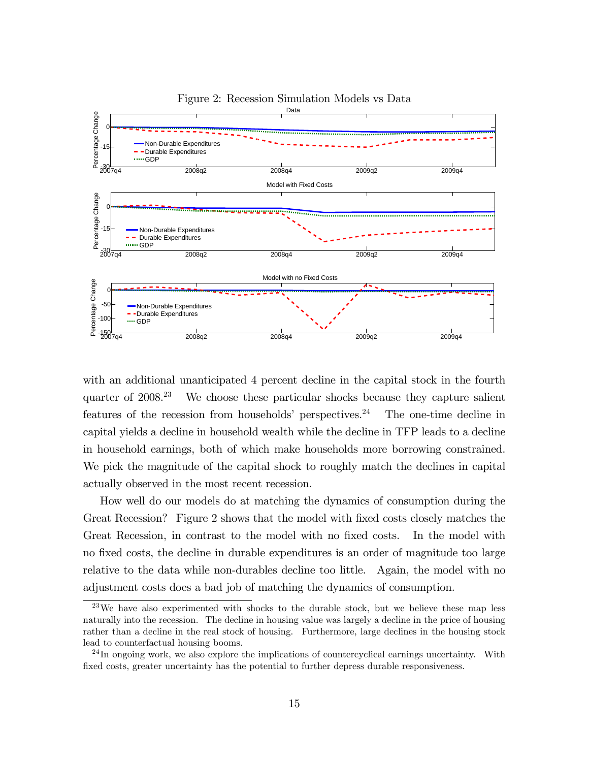Figure 2: Recession Simulation Models vs Data

with an additional unanticipated 4 percent decline in the capital stock in the fourth quarter of 2008.[23] We choose these particular shocks because they capture salient features of the recession from households' perspectives.[24] The one-time decline in capital yields a decline in household wealth while the decline in TFP leads to a decline in household earnings, both of which make households more borrowing constrained. We pick the magnitude of the capital shock to roughly match the declines in capital actually observed in the most recent recession.

How well do our models do at matching the dynamics of consumption during the Great Recession? Figure 2 shows that the model with fixed costs closely matches the Great Recession, in contrast to the model with no fixed costs. In the model with no fixed costs, the decline in durable expenditures is an order of magnitude too large relative to the data while non-durables decline too little. Again, the model with no adjustment costs does a bad job of matching the dynamics of consumption.

[23] We have also experimented with shocks to the durable stock, but we believe these map less naturally into the recession. The decline in housing value was largely a decline in the price of housing rather than a decline in the real stock of housing. Furthermore, large declines in the housing stock lead to counterfactual housing booms.

[24] In ongoing work, we also explore the implications of countercyclical earnings uncertainty. With fixed costs, greater uncertainty has the potential to further depress durable responsiveness.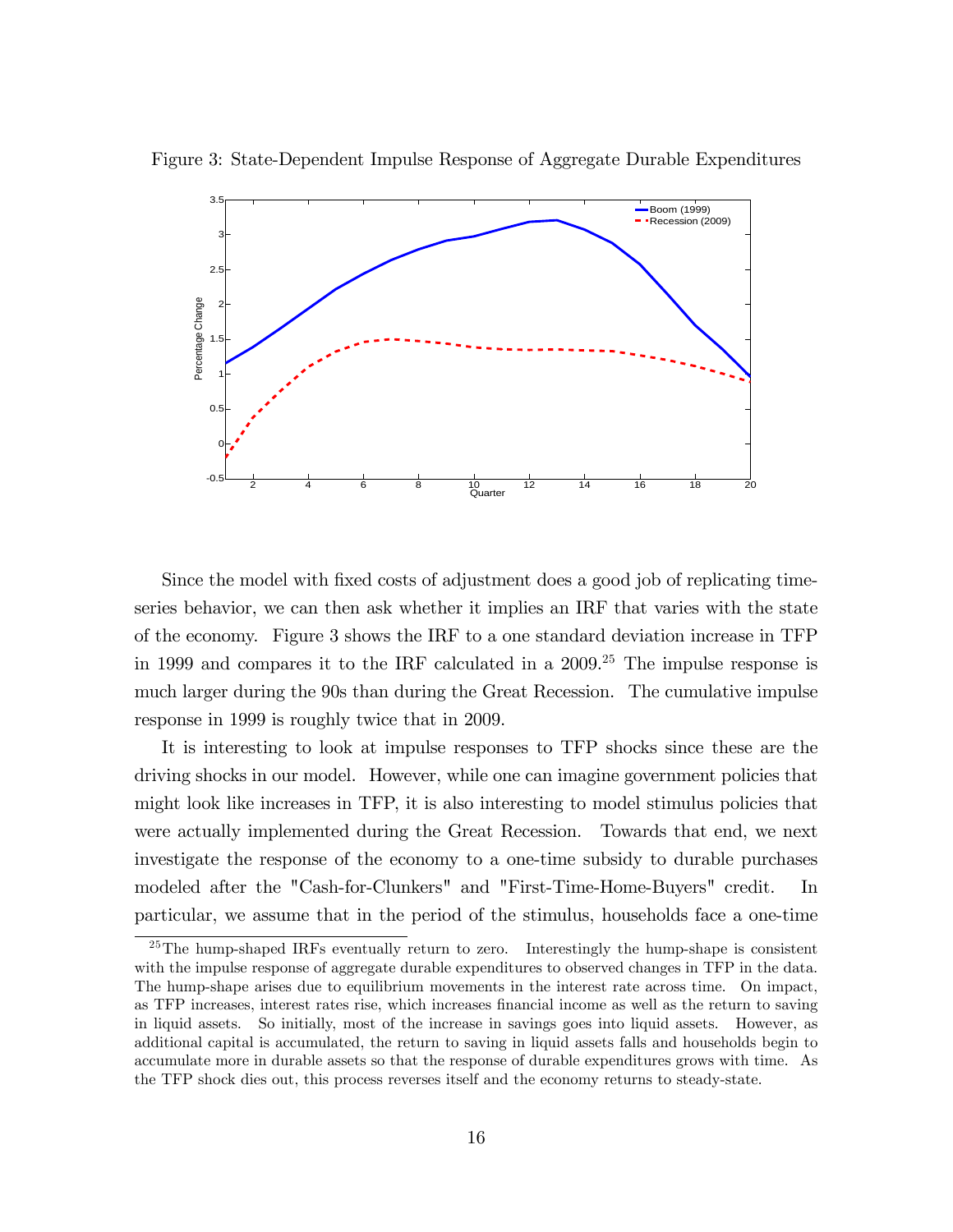Figure 3: State-Dependent Impulse Response of Aggregate Durable Expenditures

Since the model with fixed costs of adjustment does a good job of replicating time-series behavior, we can then ask whether it implies an IRF that varies with the state of the economy. Figure 3 shows the IRF to a one standard deviation increase in TFP in 1999 and compares it to the IRF calculated in a 2009.[25] The impulse response is much larger during the 90s than during the Great Recession. The cumulative impulse response in 1999 is roughly twice that in 2009.

It is interesting to look at impulse responses to TFP shocks since these are the driving shocks in our model. However, while one can imagine government policies that might look like increases in TFP, it is also interesting to model stimulus policies that were actually implemented during the Great Recession. Towards that end, we next investigate the response of the economy to a one-time subsidy to durable purchases modeled after the "Cash-for-Clunkers" and "First-Time-Home-Buyers" credit. In particular, we assume that in the period of the stimulus, households face a one-time

[25] The hump-shaped IRFs eventually return to zero. Interestingly the hump-shape is consistent with the impulse response of aggregate durable expenditures to observed changes in TFP in the data. The hump-shape arises due to equilibrium movements in the interest rate across time. On impact, as TFP increases, interest rates rise, which increases financial income as well as the return to saving in liquid assets. So initially, most of the increase in savings goes into liquid assets. However, as additional capital is accumulated, the return to saving in liquid assets falls and households begin to accumulate more in durable assets so that the response of durable expenditures grows with time. As the TFP shock dies out, this process reverses itself and the economy returns to steady-state.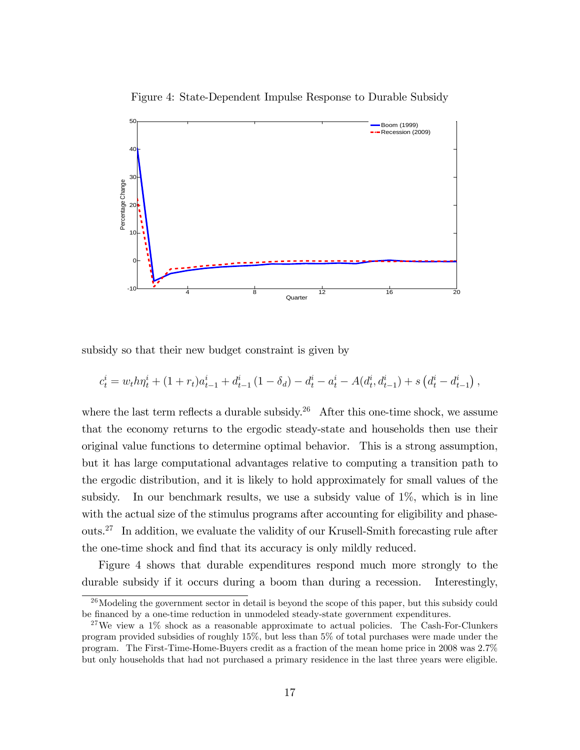Figure 4: State-Dependent Impulse Response to Durable Subsidy

subsidy so that their new budget constraint is given by

$$c_t^i = w_t h \eta_t^i + (1 + r_t) a_{t-1}^i + d_{t-1}^i (1 - \delta_d) - d_t^i - a_t^i - A(d_t^i, d_{t-1}^i) + s\left(d_t^i - d_{t-1}^i\right),$$

where the last term reflects a durable subsidy.[26] After this one-time shock, we assume that the economy returns to the ergodic steady-state and households then use their original value functions to determine optimal behavior. This is a strong assumption, but it has large computational advantages relative to computing a transition path to the ergodic distribution, and it is likely to hold approximately for small values of the subsidy. In our benchmark results, we use a subsidy value of 1%, which is in line with the actual size of the stimulus programs after accounting for eligibility and phase-outs.[27] In addition, we evaluate the validity of our Krusell-Smith forecasting rule after the one-time shock and find that its accuracy is only mildly reduced.

Figure 4 shows that durable expenditures respond much more strongly to the durable subsidy if it occurs during a boom than during a recession. Interestingly,

[26] Modeling the government sector in detail is beyond the scope of this paper, but this subsidy could be financed by a one-time reduction in unmodeled steady-state government expenditures.

[27] We view a 1% shock as a reasonable approximate to actual policies. The Cash-For-Clunkers program provided subsidies of roughly 15%, but less than 5% of total purchases were made under the program. The First-Time-Home-Buyers credit as a fraction of the mean home price in 2008 was 2.7% but only households that had not purchased a primary residence in the last three years were eligible.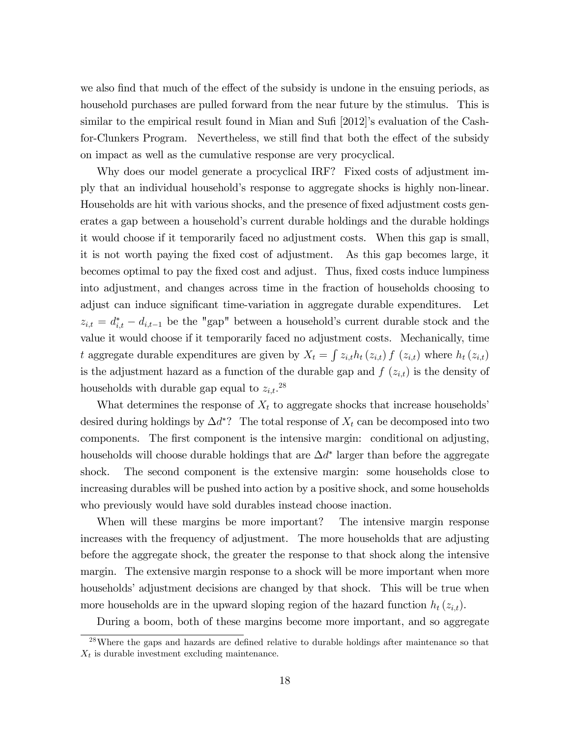we also find that much of the effect of the subsidy is undone in the ensuing periods, as household purchases are pulled forward from the near future by the stimulus. This is similar to the empirical result found in Mian and Sufi [2012]'s evaluation of the Cash-for-Clunkers Program. Nevertheless, we still find that both the effect of the subsidy on impact as well as the cumulative response are very procyclical.

Why does our model generate a procyclical IRF? Fixed costs of adjustment imply that an individual household's response to aggregate shocks is highly non-linear. Households are hit with various shocks, and the presence of fixed adjustment costs generates a gap between a household's current durable holdings and the durable holdings it would choose if it temporarily faced no adjustment costs. When this gap is small, it is not worth paying the fixed cost of adjustment. As this gap becomes large, it becomes optimal to pay the fixed cost and adjust. Thus, fixed costs induce lumpiness into adjustment, and changes across time in the fraction of households choosing to adjust can induce significant time-variation in aggregate durable expenditures. Let $z_{i,t} = d^*_{i,t} - d_{i,t-1}$ be the "gap" between a household's current durable stock and the value it would choose if it temporarily faced no adjustment costs. Mechanically, time $t$ aggregate durable expenditures are given by $X_t = \int z_{i,t} h_t(z_{i,t}) f(z_{i,t})$ where $h_t(z_{i,t})$ is the adjustment hazard as a function of the durable gap and $f(z_{i,t})$ is the density of households with durable gap equal to $z_{i,t}$.[28]

What determines the response of $X_t$ to aggregate shocks that increase households' desired during holdings by $\Delta d^*$? The total response of $X_t$ can be decomposed into two components. The first component is the intensive margin: conditional on adjusting, households will choose durable holdings that are $\Delta d^*$ larger than before the aggregate shock. The second component is the extensive margin: some households close to increasing durables will be pushed into action by a positive shock, and some households who previously would have sold durables instead choose inaction.

When will these margins be more important? The intensive margin response increases with the frequency of adjustment. The more households that are adjusting before the aggregate shock, the greater the response to that shock along the intensive margin. The extensive margin response to a shock will be more important when more households' adjustment decisions are changed by that shock. This will be true when more households are in the upward sloping region of the hazard function $h_t(z_{i,t})$.

During a boom, both of these margins become more important, and so aggregate

[28] Where the gaps and hazards are defined relative to durable holdings after maintenance so that $X_t$ is durable investment excluding maintenance.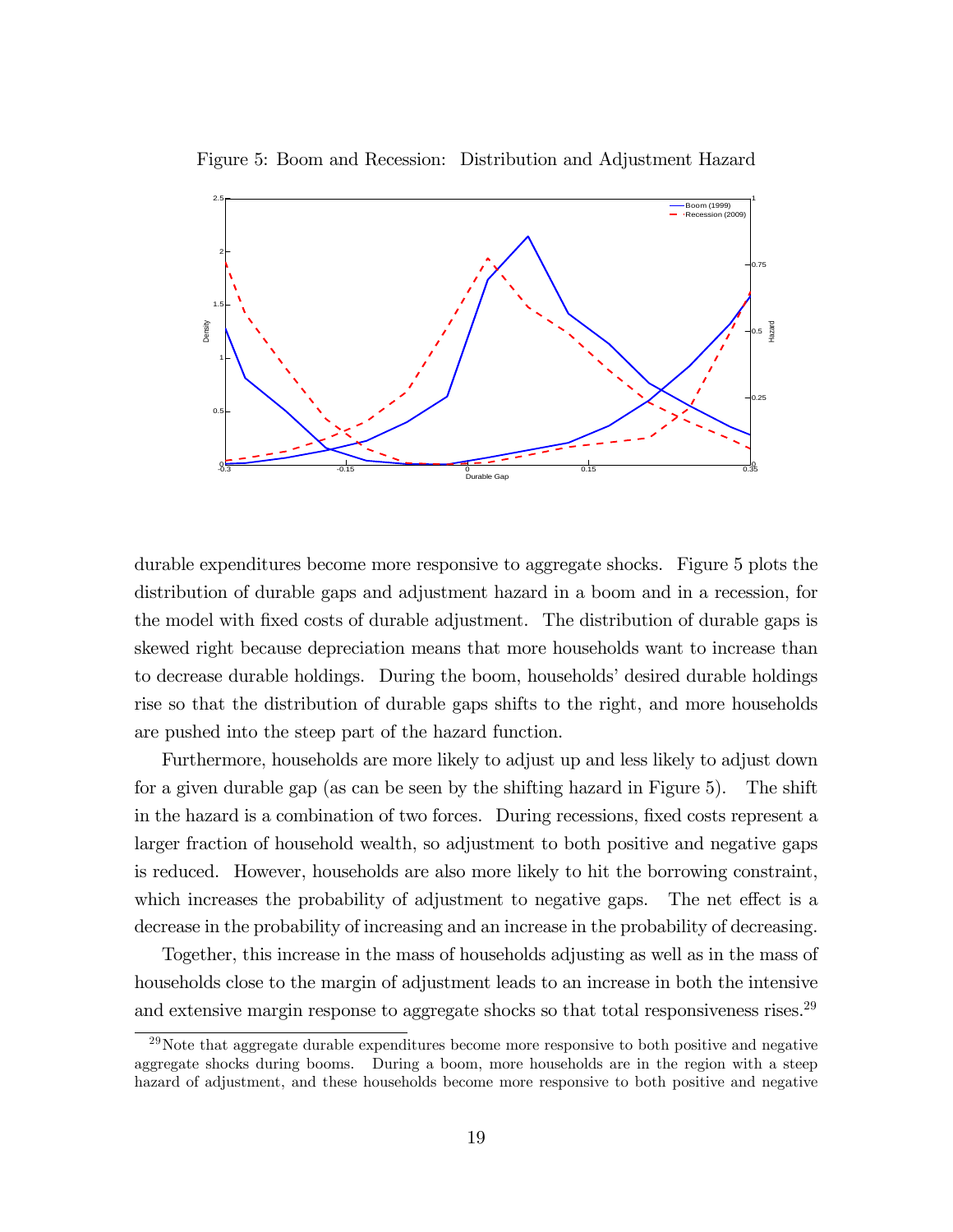Figure 5: Boom and Recession: Distribution and Adjustment Hazard

durable expenditures become more responsive to aggregate shocks. Figure 5 plots the distribution of durable gaps and adjustment hazard in a boom and in a recession, for the model with fixed costs of durable adjustment. The distribution of durable gaps is skewed right because depreciation means that more households want to increase than to decrease durable holdings. During the boom, households' desired durable holdings rise so that the distribution of durable gaps shifts to the right, and more households are pushed into the steep part of the hazard function.

Furthermore, households are more likely to adjust up and less likely to adjust down for a given durable gap (as can be seen by the shifting hazard in Figure 5). The shift in the hazard is a combination of two forces. During recessions, fixed costs represent a larger fraction of household wealth, so adjustment to both positive and negative gaps is reduced. However, households are also more likely to hit the borrowing constraint, which increases the probability of adjustment to negative gaps. The net effect is a decrease in the probability of increasing and an increase in the probability of decreasing.

Together, this increase in the mass of households adjusting as well as in the mass of households close to the margin of adjustment leads to an increase in both the intensive and extensive margin response to aggregate shocks so that total responsiveness rises.[29]

[29] Note that aggregate durable expenditures become more responsive to both positive and negative aggregate shocks during booms. During a boom, more households are in the region with a steep hazard of adjustment, and these households become more responsive to both positive and negative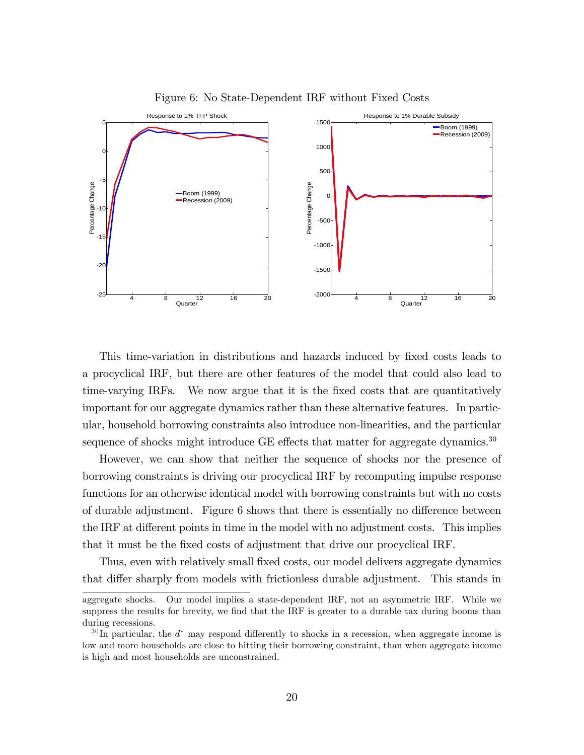Figure 6: No State-Dependent IRF without Fixed Costs

This time-variation in distributions and hazards induced by fixed costs leads to a procyclical IRF, but there are other features of the model that could also lead to time-varying IRFs. We now argue that it is the fixed costs that are quantitatively important for our aggregate dynamics rather than these alternative features. In particular, household borrowing constraints also introduce non-linearities, and the particular sequence of shocks might introduce GE effects that matter for aggregate dynamics.[30]

However, we can show that neither the sequence of shocks nor the presence of borrowing constraints is driving our procyclical IRF by recomputing impulse response functions for an otherwise identical model with borrowing constraints but with no costs of durable adjustment. Figure 6 shows that there is essentially no difference between the IRF at different points in time in the model with no adjustment costs. This implies that it must be the fixed costs of adjustment that drive our procyclical IRF.

Thus, even with relatively small fixed costs, our model delivers aggregate dynamics that differ sharply from models with frictionless durable adjustment. This stands in

---

aggregate shocks. Our model implies a state-dependent IRF, not an asymmetric IRF. While we suppress the results for brevity, we find that the IRF is greater to a durable tax during booms than during recessions.

[30] In particular, the $d^*$ may respond differently to shocks in a recession, when aggregate income is low and more households are close to hitting their borrowing constraint, than when aggregate income is high and most households are unconstrained.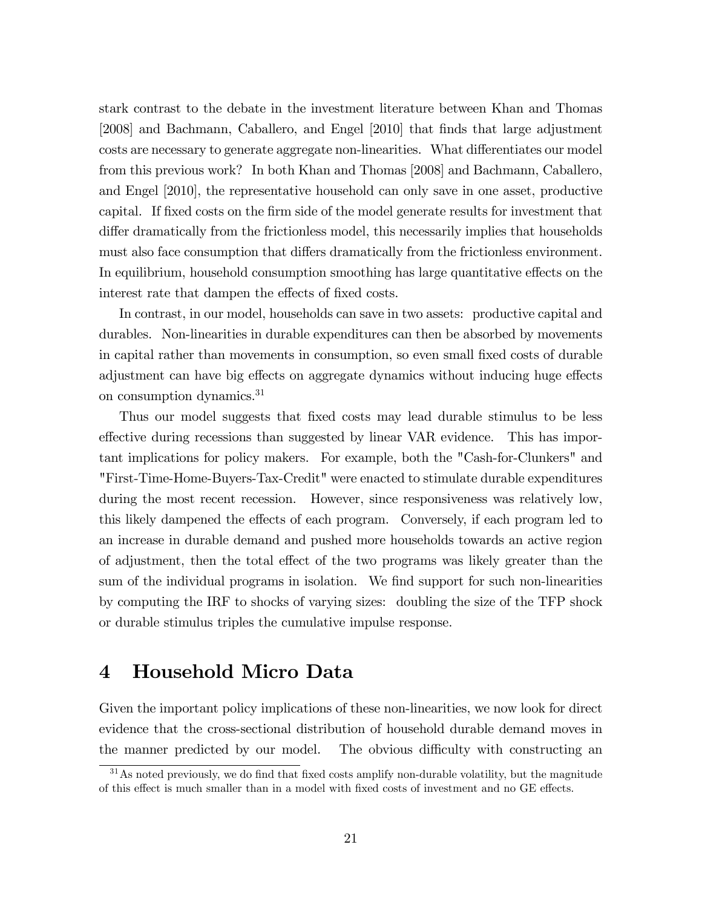stark contrast to the debate in the investment literature between Khan and Thomas [2008] and Bachmann, Caballero, and Engel [2010] that finds that large adjustment costs are necessary to generate aggregate non-linearities. What differentiates our model from this previous work? In both Khan and Thomas [2008] and Bachmann, Caballero, and Engel [2010], the representative household can only save in one asset, productive capital. If fixed costs on the firm side of the model generate results for investment that differ dramatically from the frictionless model, this necessarily implies that households must also face consumption that differs dramatically from the frictionless environment. In equilibrium, household consumption smoothing has large quantitative effects on the interest rate that dampen the effects of fixed costs.

In contrast, in our model, households can save in two assets: productive capital and durables. Non-linearities in durable expenditures can then be absorbed by movements in capital rather than movements in consumption, so even small fixed costs of durable adjustment can have big effects on aggregate dynamics without inducing huge effects on consumption dynamics.[31]

Thus our model suggests that fixed costs may lead durable stimulus to be less effective during recessions than suggested by linear VAR evidence. This has important implications for policy makers. For example, both the "Cash-for-Clunkers" and "First-Time-Home-Buyers-Tax-Credit" were enacted to stimulate durable expenditures during the most recent recession. However, since responsiveness was relatively low, this likely dampened the effects of each program. Conversely, if each program led to an increase in durable demand and pushed more households towards an active region of adjustment, then the total effect of the two programs was likely greater than the sum of the individual programs in isolation. We find support for such non-linearities by computing the IRF to shocks of varying sizes: doubling the size of the TFP shock or durable stimulus triples the cumulative impulse response.

# 4 Household Micro Data

Given the important policy implications of these non-linearities, we now look for direct evidence that the cross-sectional distribution of household durable demand moves in the manner predicted by our model. The obvious difficulty with constructing an

[31] As noted previously, we do find that fixed costs amplify non-durable volatility, but the magnitude of this effect is much smaller than in a model with fixed costs of investment and no GE effects.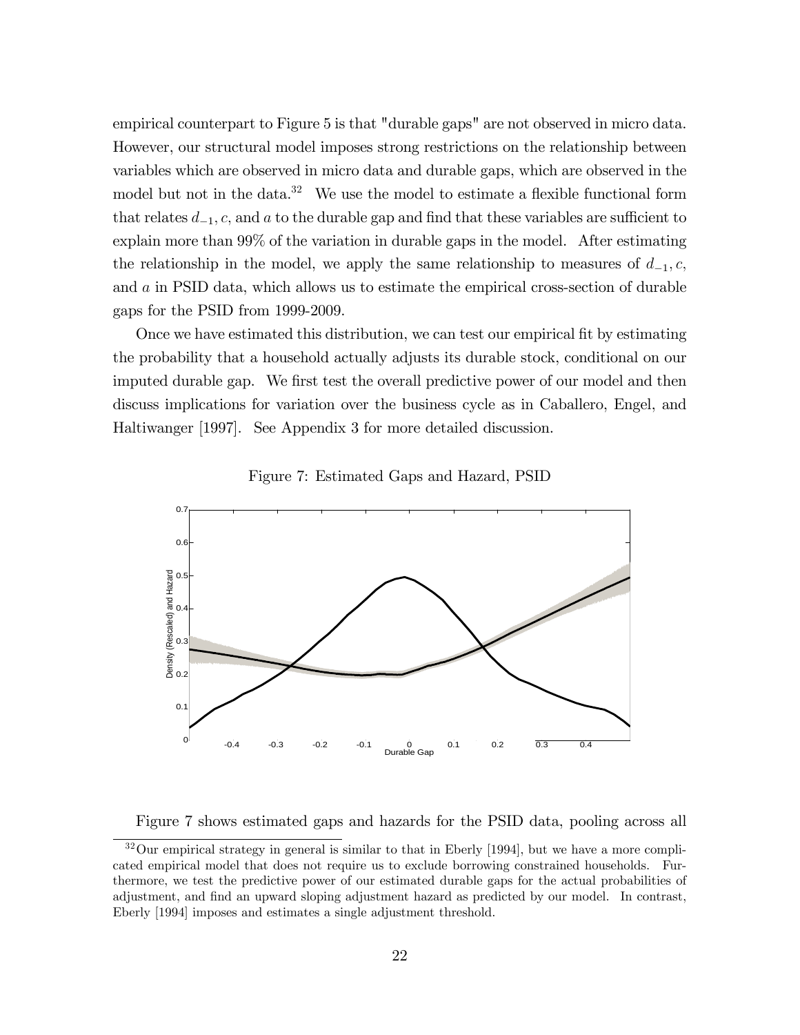empirical counterpart to Figure 5 is that "durable gaps" are not observed in micro data. However, our structural model imposes strong restrictions on the relationship between variables which are observed in micro data and durable gaps, which are observed in the model but not in the data.[32] We use the model to estimate a flexible functional form that relates $d_{-1}, c$, and $a$ to the durable gap and find that these variables are sufficient to explain more than 99% of the variation in durable gaps in the model. After estimating the relationship in the model, we apply the same relationship to measures of $d_{-1}, c$, and $a$ in PSID data, which allows us to estimate the empirical cross-section of durable gaps for the PSID from 1999-2009.

Once we have estimated this distribution, we can test our empirical fit by estimating the probability that a household actually adjusts its durable stock, conditional on our imputed durable gap. We first test the overall predictive power of our model and then discuss implications for variation over the business cycle as in Caballero, Engel, and Haltiwanger [1997]. See Appendix 3 for more detailed discussion.

Figure 7: Estimated Gaps and Hazard, PSID

Figure 7 shows estimated gaps and hazards for the PSID data, pooling across all

[32] Our empirical strategy in general is similar to that in Eberly [1994], but we have a more complicated empirical model that does not require us to exclude borrowing constrained households. Furthermore, we test the predictive power of our estimated durable gaps for the actual probabilities of adjustment, and find an upward sloping adjustment hazard as predicted by our model. In contrast, Eberly [1994] imposes and estimates a single adjustment threshold.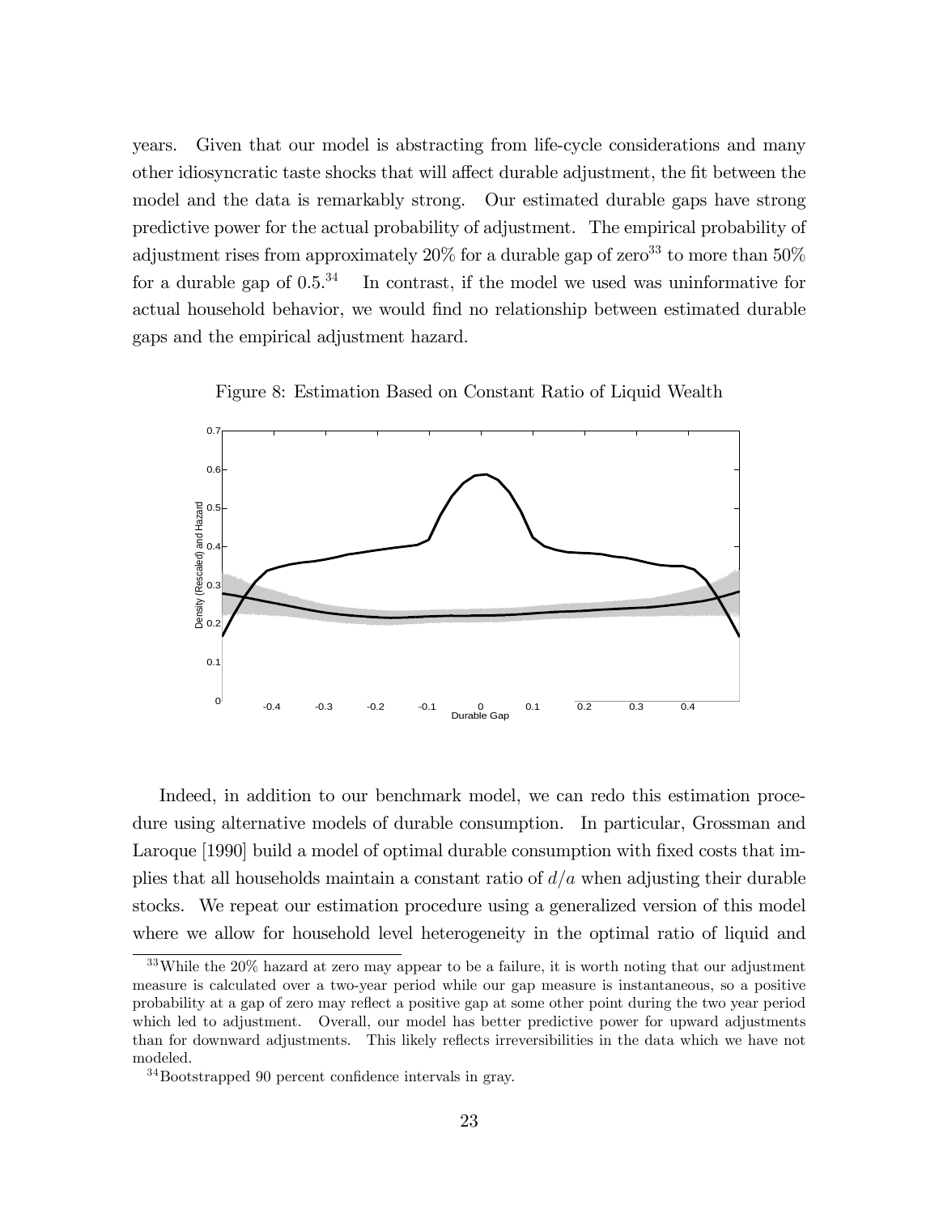years. Given that our model is abstracting from life-cycle considerations and many other idiosyncratic taste shocks that will affect durable adjustment, the fit between the model and the data is remarkably strong. Our estimated durable gaps have strong predictive power for the actual probability of adjustment. The empirical probability of adjustment rises from approximately 20% for a durable gap of zero[33] to more than 50% for a durable gap of 0.5.[34] In contrast, if the model we used was uninformative for actual household behavior, we would find no relationship between estimated durable gaps and the empirical adjustment hazard.

Figure 8: Estimation Based on Constant Ratio of Liquid Wealth

Indeed, in addition to our benchmark model, we can redo this estimation procedure using alternative models of durable consumption. In particular, Grossman and Laroque [1990] build a model of optimal durable consumption with fixed costs that implies that all households maintain a constant ratio of $d/a$ when adjusting their durable stocks. We repeat our estimation procedure using a generalized version of this model where we allow for household level heterogeneity in the optimal ratio of liquid and

[33] While the 20% hazard at zero may appear to be a failure, it is worth noting that our adjustment measure is calculated over a two-year period while our gap measure is instantaneous, so a positive probability at a gap of zero may reflect a positive gap at some other point during the two year period which led to adjustment. Overall, our model has better predictive power for upward adjustments than for downward adjustments. This likely reflects irreversibilities in the data which we have not modeled.

[34] Bootstrapped 90 percent confidence intervals in gray.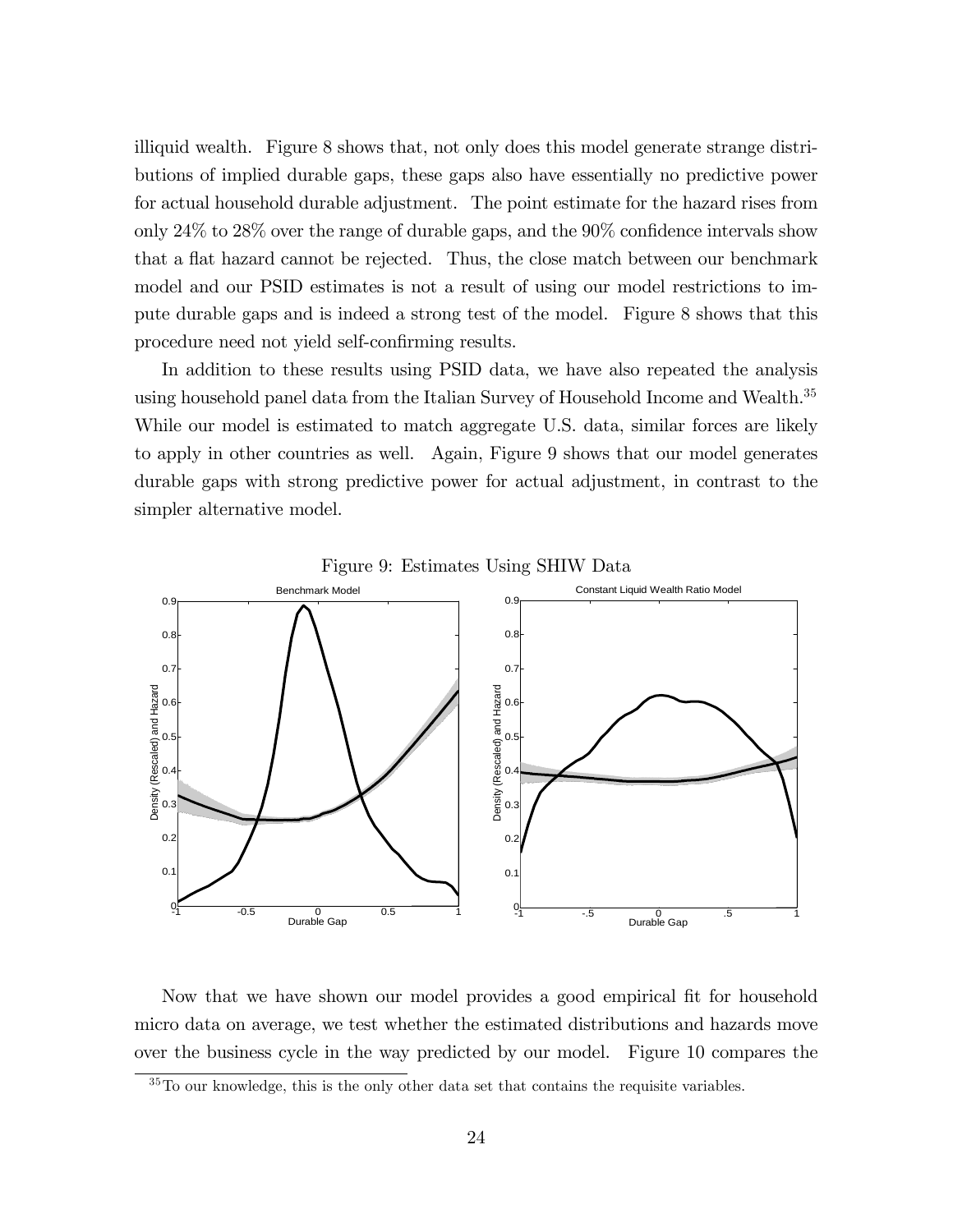illiquid wealth. Figure 8 shows that, not only does this model generate strange distributions of implied durable gaps, these gaps also have essentially no predictive power for actual household durable adjustment. The point estimate for the hazard rises from only 24% to 28% over the range of durable gaps, and the 90% confidence intervals show that a flat hazard cannot be rejected. Thus, the close match between our benchmark model and our PSID estimates is not a result of using our model restrictions to impute durable gaps and is indeed a strong test of the model. Figure 8 shows that this procedure need not yield self-confirming results.

In addition to these results using PSID data, we have also repeated the analysis using household panel data from the Italian Survey of Household Income and Wealth.[35] While our model is estimated to match aggregate U.S. data, similar forces are likely to apply in other countries as well. Again, Figure 9 shows that our model generates durable gaps with strong predictive power for actual adjustment, in contrast to the simpler alternative model.

Figure 9: Estimates Using SHIW Data

Now that we have shown our model provides a good empirical fit for household micro data on average, we test whether the estimated distributions and hazards move over the business cycle in the way predicted by our model. Figure 10 compares the

[35] To our knowledge, this is the only other data set that contains the requisite variables.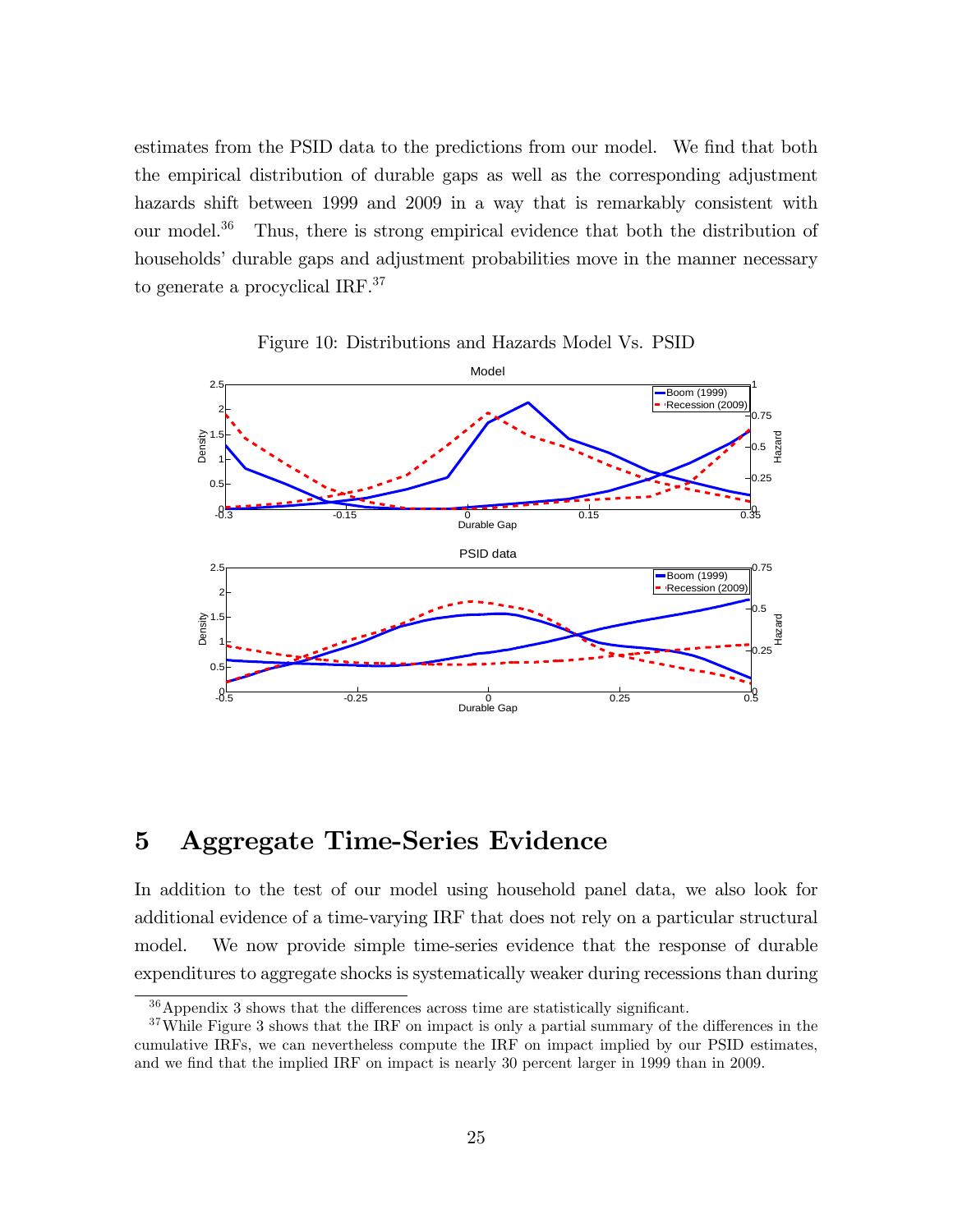estimates from the PSID data to the predictions from our model. We find that both the empirical distribution of durable gaps as well as the corresponding adjustment hazards shift between 1999 and 2009 in a way that is remarkably consistent with our model.[36] Thus, there is strong empirical evidence that both the distribution of households' durable gaps and adjustment probabilities move in the manner necessary to generate a procyclical IRF.[37]

Figure 10: Distributions and Hazards Model Vs. PSID

# 5 Aggregate Time-Series Evidence

In addition to the test of our model using household panel data, we also look for additional evidence of a time-varying IRF that does not rely on a particular structural model. We now provide simple time-series evidence that the response of durable expenditures to aggregate shocks is systematically weaker during recessions than during

[36] Appendix 3 shows that the differences across time are statistically significant.

[37] While Figure 3 shows that the IRF on impact is only a partial summary of the differences in the cumulative IRFs, we can nevertheless compute the IRF on impact implied by our PSID estimates, and we find that the implied IRF on impact is nearly 30 percent larger in 1999 than in 2009.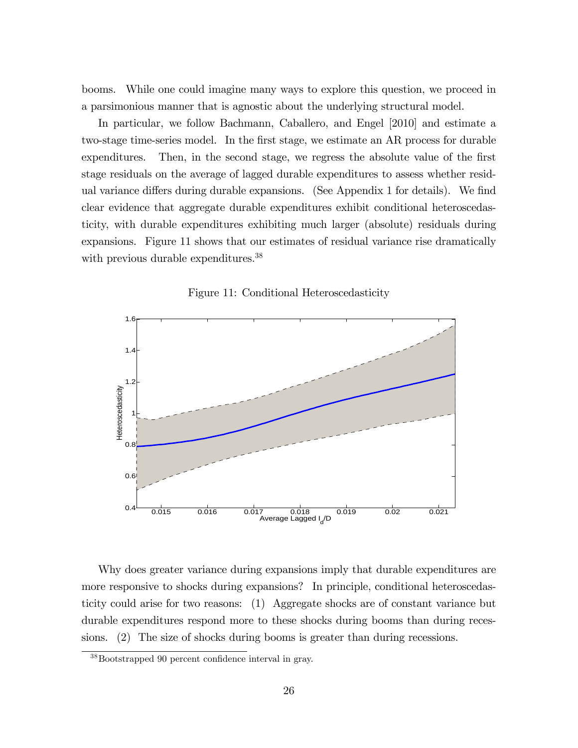booms. While one could imagine many ways to explore this question, we proceed in a parsimonious manner that is agnostic about the underlying structural model.

In particular, we follow Bachmann, Caballero, and Engel [2010] and estimate a two-stage time-series model. In the first stage, we estimate an AR process for durable expenditures. Then, in the second stage, we regress the absolute value of the first stage residuals on the average of lagged durable expenditures to assess whether residual variance differs during durable expansions. (See Appendix 1 for details). We find clear evidence that aggregate durable expenditures exhibit conditional heteroscedasticity, with durable expenditures exhibiting much larger (absolute) residuals during expansions. Figure 11 shows that our estimates of residual variance rise dramatically with previous durable expenditures.[38]

Figure 11: Conditional Heteroscedasticity

Why does greater variance during expansions imply that durable expenditures are more responsive to shocks during expansions? In principle, conditional heteroscedasticity could arise for two reasons: (1) Aggregate shocks are of constant variance but durable expenditures respond more to these shocks during booms than during recessions. (2) The size of shocks during booms is greater than during recessions.

[38] Bootstrapped 90 percent confidence interval in gray.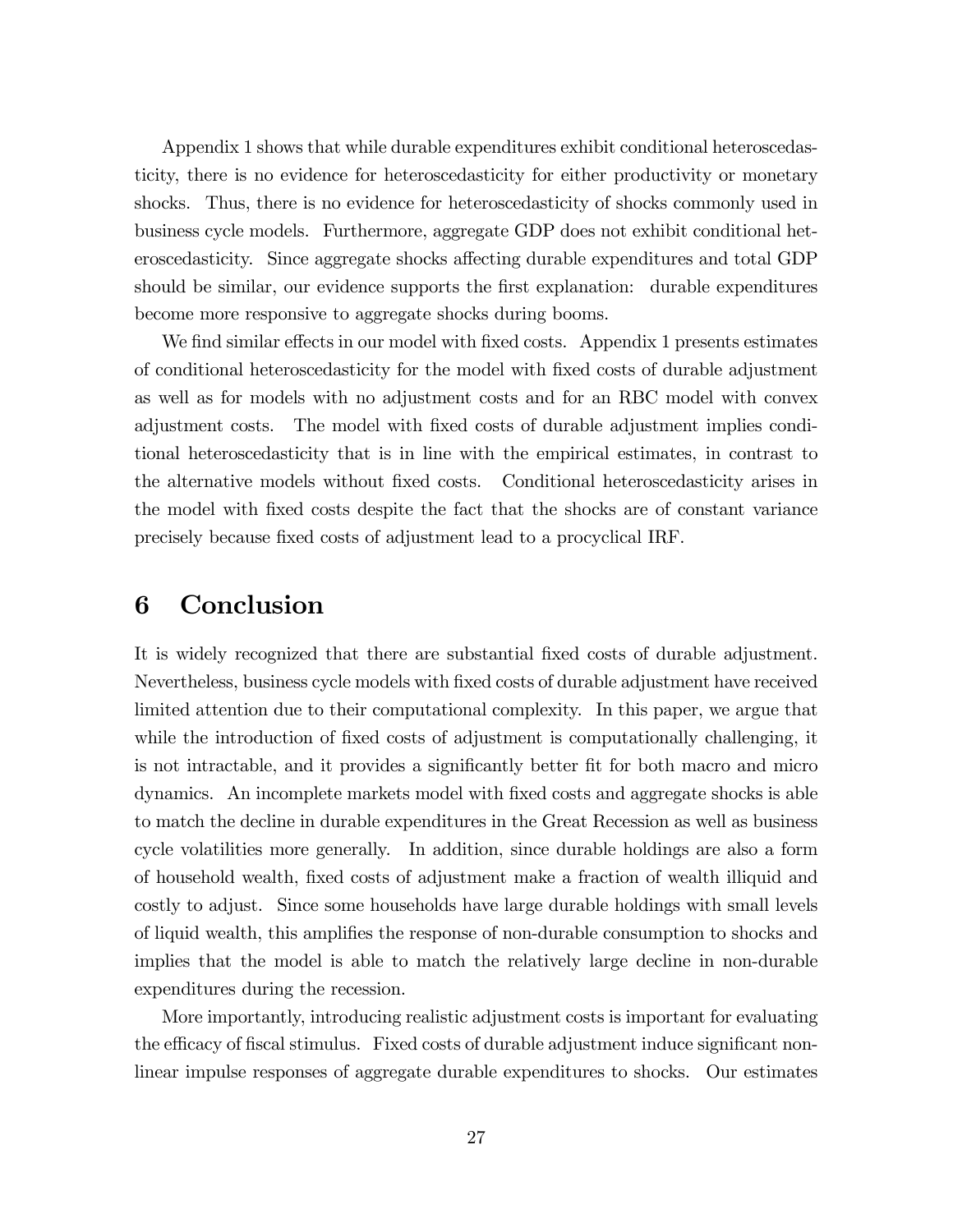Appendix 1 shows that while durable expenditures exhibit conditional heteroscedasticity, there is no evidence for heteroscedasticity for either productivity or monetary shocks. Thus, there is no evidence for heteroscedasticity of shocks commonly used in business cycle models. Furthermore, aggregate GDP does not exhibit conditional heteroscedasticity. Since aggregate shocks affecting durable expenditures and total GDP should be similar, our evidence supports the first explanation: durable expenditures become more responsive to aggregate shocks during booms.

We find similar effects in our model with fixed costs. Appendix 1 presents estimates of conditional heteroscedasticity for the model with fixed costs of durable adjustment as well as for models with no adjustment costs and for an RBC model with convex adjustment costs. The model with fixed costs of durable adjustment implies conditional heteroscedasticity that is in line with the empirical estimates, in contrast to the alternative models without fixed costs. Conditional heteroscedasticity arises in the model with fixed costs despite the fact that the shocks are of constant variance precisely because fixed costs of adjustment lead to a procyclical IRF.

# 6 Conclusion

It is widely recognized that there are substantial fixed costs of durable adjustment. Nevertheless, business cycle models with fixed costs of durable adjustment have received limited attention due to their computational complexity. In this paper, we argue that while the introduction of fixed costs of adjustment is computationally challenging, it is not intractable, and it provides a significantly better fit for both macro and micro dynamics. An incomplete markets model with fixed costs and aggregate shocks is able to match the decline in durable expenditures in the Great Recession as well as business cycle volatilities more generally. In addition, since durable holdings are also a form of household wealth, fixed costs of adjustment make a fraction of wealth illiquid and costly to adjust. Since some households have large durable holdings with small levels of liquid wealth, this amplifies the response of non-durable consumption to shocks and implies that the model is able to match the relatively large decline in non-durable expenditures during the recession.

More importantly, introducing realistic adjustment costs is important for evaluating the efficacy of fiscal stimulus. Fixed costs of durable adjustment induce significant non-linear impulse responses of aggregate durable expenditures to shocks. Our estimates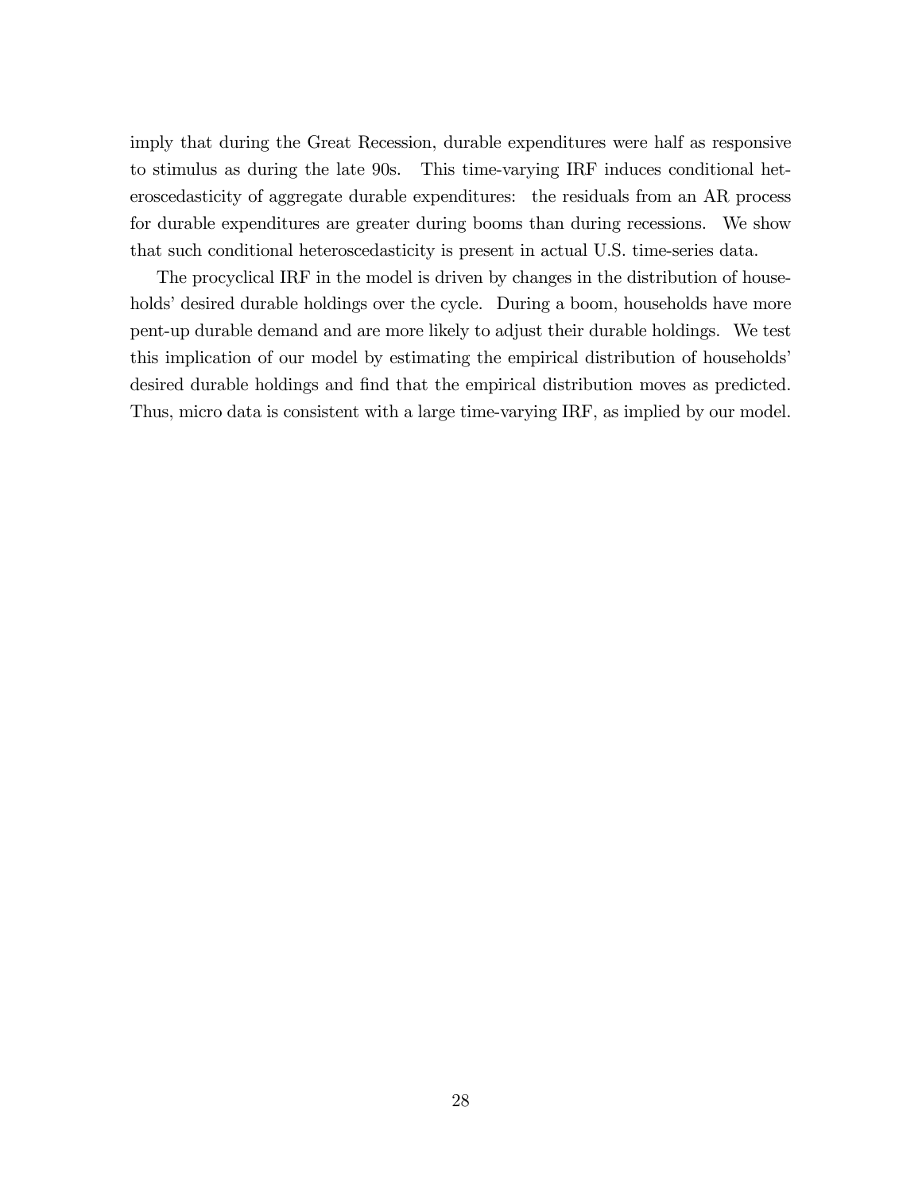imply that during the Great Recession, durable expenditures were half as responsive to stimulus as during the late 90s. This time-varying IRF induces conditional heteroscedasticity of aggregate durable expenditures: the residuals from an AR process for durable expenditures are greater during booms than during recessions. We show that such conditional heteroscedasticity is present in actual U.S. time-series data.

The procyclical IRF in the model is driven by changes in the distribution of households' desired durable holdings over the cycle. During a boom, households have more pent-up durable demand and are more likely to adjust their durable holdings. We test this implication of our model by estimating the empirical distribution of households' desired durable holdings and find that the empirical distribution moves as predicted. Thus, micro data is consistent with a large time-varying IRF, as implied by our model.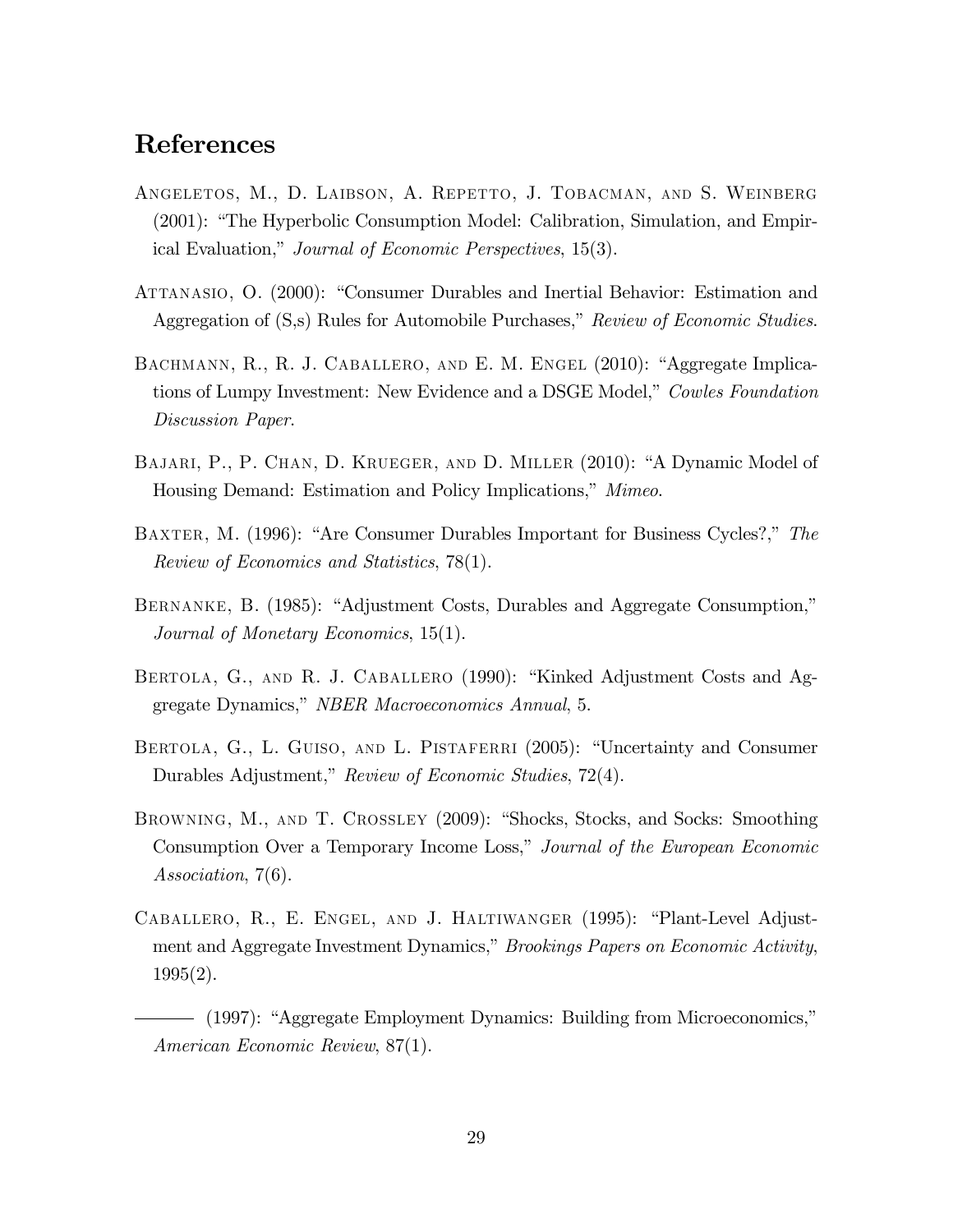## References

Angeletos, M., D. Laibson, A. Repetto, J. Tobacman, and S. Weinberg (2001): "The Hyperbolic Consumption Model: Calibration, Simulation, and Empirical Evaluation," *Journal of Economic Perspectives*, 15(3).

Attanasio, O. (2000): "Consumer Durables and Inertial Behavior: Estimation and Aggregation of (S,s) Rules for Automobile Purchases," *Review of Economic Studies*.

Bachmann, R., R. J. Caballero, and E. M. Engel (2010): "Aggregate Implications of Lumpy Investment: New Evidence and a DSGE Model," *Cowles Foundation Discussion Paper*.

Bajari, P., P. Chan, D. Krueger, and D. Miller (2010): "A Dynamic Model of Housing Demand: Estimation and Policy Implications," *Mimeo*.

Baxter, M. (1996): "Are Consumer Durables Important for Business Cycles?," *The Review of Economics and Statistics*, 78(1).

Bernanke, B. (1985): "Adjustment Costs, Durables and Aggregate Consumption," *Journal of Monetary Economics*, 15(1).

Bertola, G., and R. J. Caballero (1990): "Kinked Adjustment Costs and Aggregate Dynamics," *NBER Macroeconomics Annual*, 5.

Bertola, G., L. Guiso, and L. Pistaferri (2005): "Uncertainty and Consumer Durables Adjustment," *Review of Economic Studies*, 72(4).

Browning, M., and T. Crossley (2009): "Shocks, Stocks, and Socks: Smoothing Consumption Over a Temporary Income Loss," *Journal of the European Economic Association*, 7(6).

Caballero, R., E. Engel, and J. Haltiwanger (1995): "Plant-Level Adjustment and Aggregate Investment Dynamics," *Brookings Papers on Economic Activity*, 1995(2).

——— (1997): "Aggregate Employment Dynamics: Building from Microeconomics," *American Economic Review*, 87(1).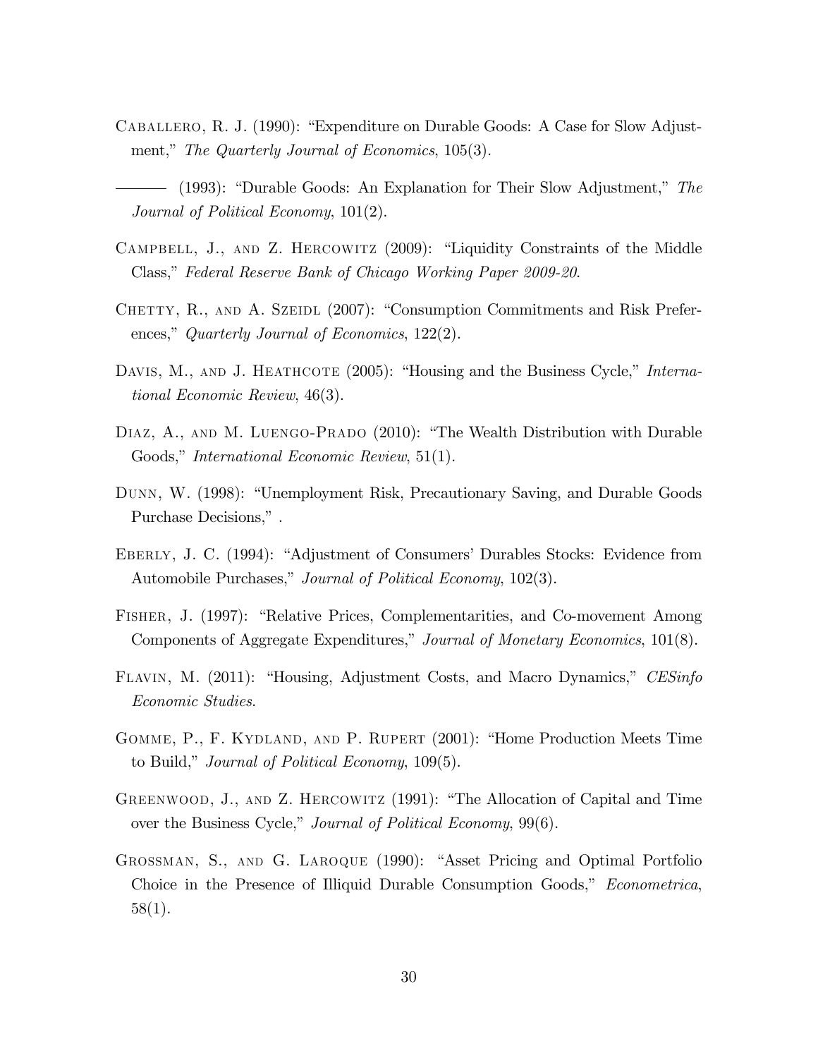Caballero, R. J. (1990): "Expenditure on Durable Goods: A Case for Slow Adjustment," *The Quarterly Journal of Economics*, 105(3).

——— (1993): "Durable Goods: An Explanation for Their Slow Adjustment," *The Journal of Political Economy*, 101(2).

Campbell, J., and Z. Hercowitz (2009): "Liquidity Constraints of the Middle Class," *Federal Reserve Bank of Chicago Working Paper 2009-20*.

Chetty, R., and A. Szeidl (2007): "Consumption Commitments and Risk Preferences," *Quarterly Journal of Economics*, 122(2).

Davis, M., and J. Heathcote (2005): "Housing and the Business Cycle," *International Economic Review*, 46(3).

Diaz, A., and M. Luengo-Prado (2010): "The Wealth Distribution with Durable Goods," *International Economic Review*, 51(1).

Dunn, W. (1998): "Unemployment Risk, Precautionary Saving, and Durable Goods Purchase Decisions," .

Eberly, J. C. (1994): "Adjustment of Consumers' Durables Stocks: Evidence from Automobile Purchases," *Journal of Political Economy*, 102(3).

Fisher, J. (1997): "Relative Prices, Complementarities, and Co-movement Among Components of Aggregate Expenditures," *Journal of Monetary Economics*, 101(8).

Flavin, M. (2011): "Housing, Adjustment Costs, and Macro Dynamics," *CESinfo Economic Studies*.

Gomme, P., F. Kydland, and P. Rupert (2001): "Home Production Meets Time to Build," *Journal of Political Economy*, 109(5).

Greenwood, J., and Z. Hercowitz (1991): "The Allocation of Capital and Time over the Business Cycle," *Journal of Political Economy*, 99(6).

Grossman, S., and G. Laroque (1990): "Asset Pricing and Optimal Portfolio Choice in the Presence of Illiquid Durable Consumption Goods," *Econometrica*, 58(1).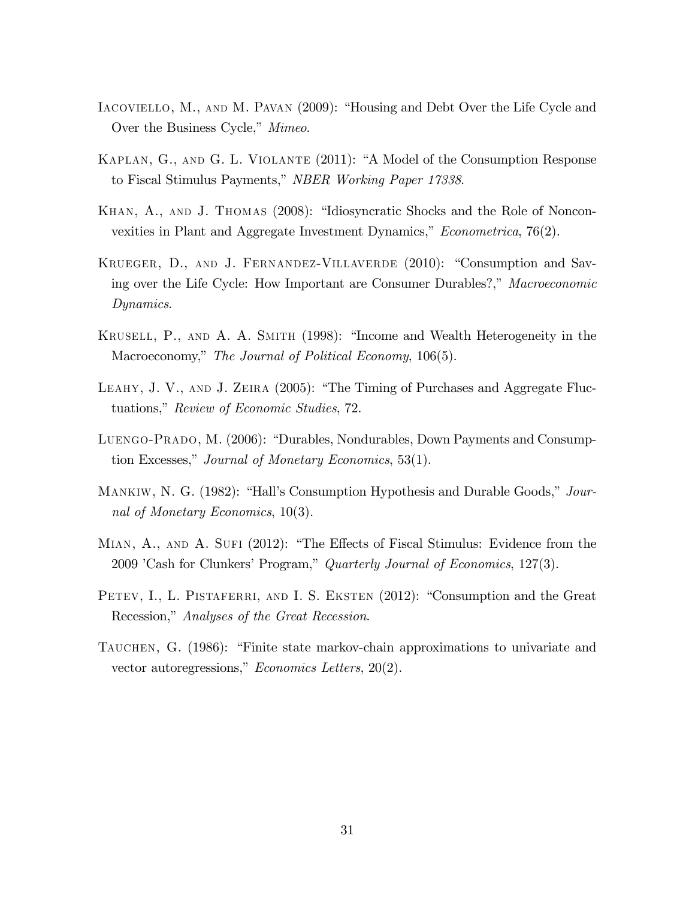Iacoviello, M., and M. Pavan (2009): "Housing and Debt Over the Life Cycle and Over the Business Cycle," *Mimeo*.

Kaplan, G., and G. L. Violante (2011): "A Model of the Consumption Response to Fiscal Stimulus Payments," *NBER Working Paper 17338*.

Khan, A., and J. Thomas (2008): "Idiosyncratic Shocks and the Role of Nonconvexities in Plant and Aggregate Investment Dynamics," *Econometrica*, 76(2).

Krueger, D., and J. Fernandez-Villaverde (2010): "Consumption and Saving over the Life Cycle: How Important are Consumer Durables?," *Macroeconomic Dynamics*.

Krusell, P., and A. A. Smith (1998): "Income and Wealth Heterogeneity in the Macroeconomy," *The Journal of Political Economy*, 106(5).

Leahy, J. V., and J. Zeira (2005): "The Timing of Purchases and Aggregate Fluctuations," *Review of Economic Studies*, 72.

Luengo-Prado, M. (2006): "Durables, Nondurables, Down Payments and Consumption Excesses," *Journal of Monetary Economics*, 53(1).

Mankiw, N. G. (1982): "Hall's Consumption Hypothesis and Durable Goods," *Journal of Monetary Economics*, 10(3).

Mian, A., and A. Sufi (2012): "The Effects of Fiscal Stimulus: Evidence from the 2009 'Cash for Clunkers' Program," *Quarterly Journal of Economics*, 127(3).

Petev, I., L. Pistaferri, and I. S. Eksten (2012): "Consumption and the Great Recession," *Analyses of the Great Recession*.

Tauchen, G. (1986): "Finite state markov-chain approximations to univariate and vector autoregressions," *Economics Letters*, 20(2).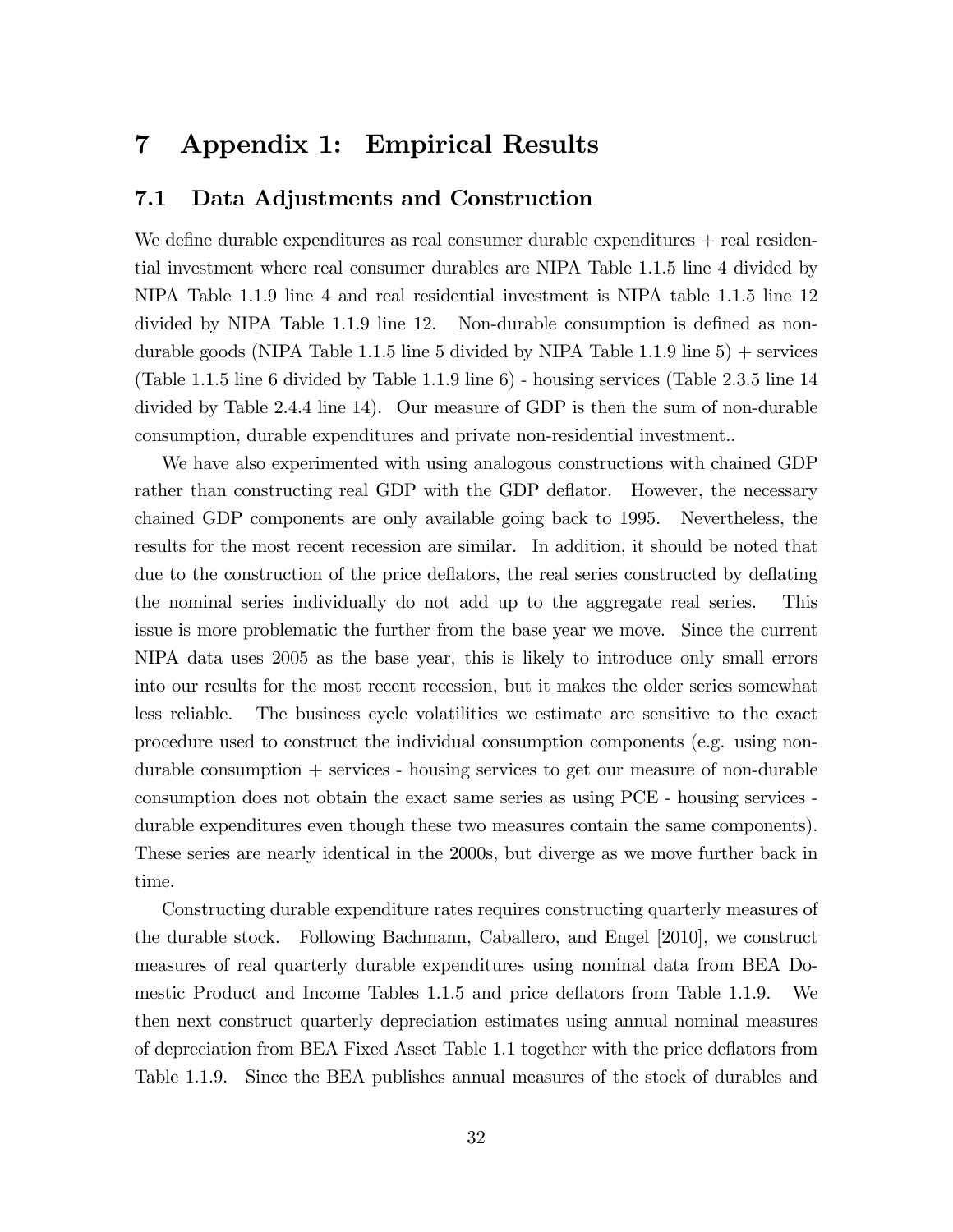# 7 Appendix 1: Empirical Results

## 7.1 Data Adjustments and Construction

We define durable expenditures as real consumer durable expenditures + real residential investment where real consumer durables are NIPA Table 1.1.5 line 4 divided by NIPA Table 1.1.9 line 4 and real residential investment is NIPA table 1.1.5 line 12 divided by NIPA Table 1.1.9 line 12. Non-durable consumption is defined as non-durable goods (NIPA Table 1.1.5 line 5 divided by NIPA Table 1.1.9 line 5) + services (Table 1.1.5 line 6 divided by Table 1.1.9 line 6) - housing services (Table 2.3.5 line 14 divided by Table 2.4.4 line 14). Our measure of GDP is then the sum of non-durable consumption, durable expenditures and private non-residential investment..

We have also experimented with using analogous constructions with chained GDP rather than constructing real GDP with the GDP deflator. However, the necessary chained GDP components are only available going back to 1995. Nevertheless, the results for the most recent recession are similar. In addition, it should be noted that due to the construction of the price deflators, the real series constructed by deflating the nominal series individually do not add up to the aggregate real series. This issue is more problematic the further from the base year we move. Since the current NIPA data uses 2005 as the base year, this is likely to introduce only small errors into our results for the most recent recession, but it makes the older series somewhat less reliable. The business cycle volatilities we estimate are sensitive to the exact procedure used to construct the individual consumption components (e.g. using non-durable consumption + services - housing services to get our measure of non-durable consumption does not obtain the exact same series as using PCE - housing services - durable expenditures even though these two measures contain the same components). These series are nearly identical in the 2000s, but diverge as we move further back in time.

Constructing durable expenditure rates requires constructing quarterly measures of the durable stock. Following Bachmann, Caballero, and Engel [2010], we construct measures of real quarterly durable expenditures using nominal data from BEA Domestic Product and Income Tables 1.1.5 and price deflators from Table 1.1.9. We then next construct quarterly depreciation estimates using annual nominal measures of depreciation from BEA Fixed Asset Table 1.1 together with the price deflators from Table 1.1.9. Since the BEA publishes annual measures of the stock of durables and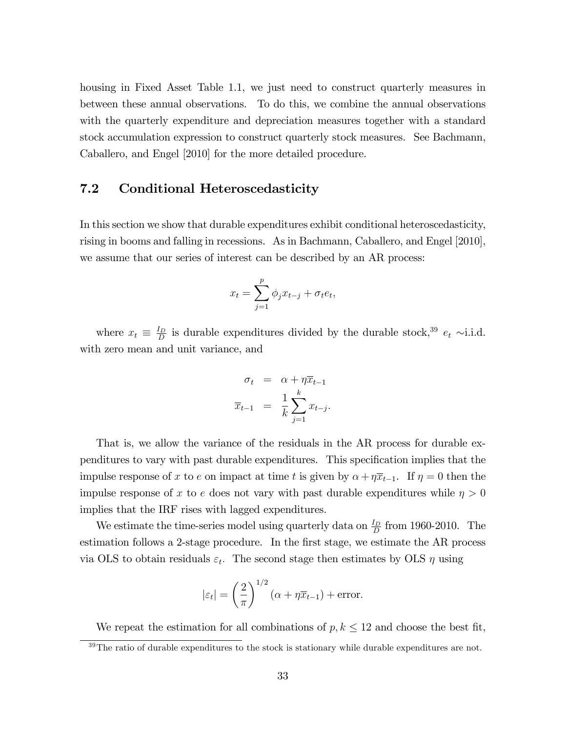housing in Fixed Asset Table 1.1, we just need to construct quarterly measures in between these annual observations. To do this, we combine the annual observations with the quarterly expenditure and depreciation measures together with a standard stock accumulation expression to construct quarterly stock measures. See Bachmann, Caballero, and Engel [2010] for the more detailed procedure.

## 7.2 Conditional Heteroscedasticity

In this section we show that durable expenditures exhibit conditional heteroscedasticity, rising in booms and falling in recessions. As in Bachmann, Caballero, and Engel [2010], we assume that our series of interest can be described by an AR process:

$$x_t = \sum_{j=1}^{p} \phi_j x_{t-j} + \sigma_t e_t,$$

where $x_t \equiv \frac{I_D}{D}$ is durable expenditures divided by the durable stock,[39] $e_t$ ~i.i.d. with zero mean and unit variance, and

$$\begin{aligned} \sigma_t &= \alpha + \eta \overline{x}_{t-1} \\ \overline{x}_{t-1} &= \frac{1}{k} \sum_{j=1}^{k} x_{t-j}. \end{aligned}$$

That is, we allow the variance of the residuals in the AR process for durable expenditures to vary with past durable expenditures. This specification implies that the impulse response of $x$ to $e$ on impact at time $t$ is given by $\alpha + \eta \overline{x}_{t-1}$. If $\eta = 0$ then the impulse response of $x$ to $e$ does not vary with past durable expenditures while $\eta > 0$ implies that the IRF rises with lagged expenditures.

We estimate the time-series model using quarterly data on $\frac{I_D}{D}$ from 1960-2010. The estimation follows a 2-stage procedure. In the first stage, we estimate the AR process via OLS to obtain residuals $\varepsilon_t$. The second stage then estimates by OLS $\eta$ using

$$|\varepsilon_t| = \left(\frac{2}{\pi}\right)^{1/2} (\alpha + \eta \overline{x}_{t-1}) + \text{error}.$$

We repeat the estimation for all combinations of $p, k \leq 12$ and choose the best fit,

[39] The ratio of durable expenditures to the stock is stationary while durable expenditures are not.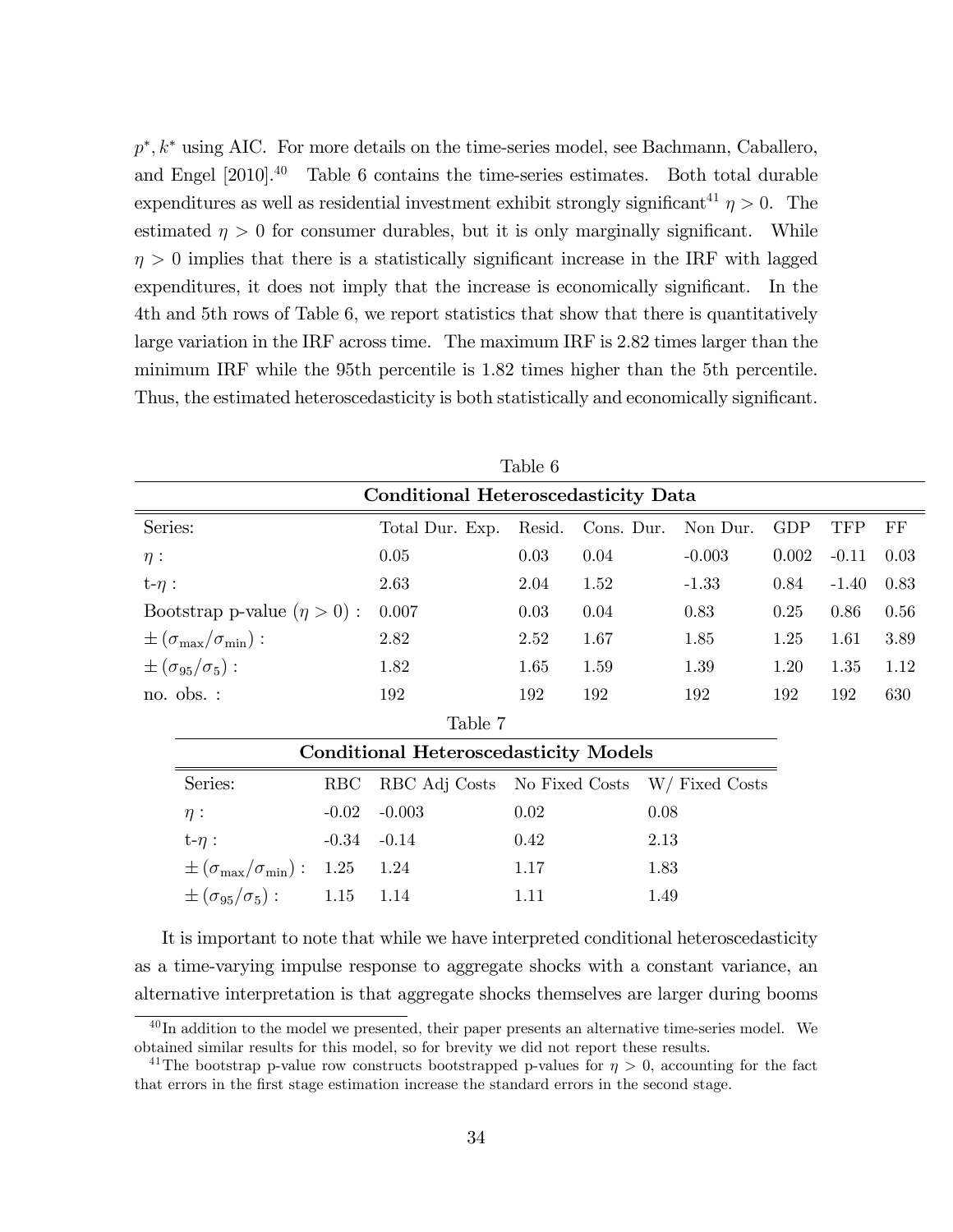$p^*, k^*$ using AIC. For more details on the time-series model, see Bachmann, Caballero, and Engel [2010].[40] Table 6 contains the time-series estimates. Both total durable expenditures as well as residential investment exhibit strongly significant[41] $\eta > 0$. The estimated $\eta > 0$ for consumer durables, but it is only marginally significant. While $\eta > 0$ implies that there is a statistically significant increase in the IRF with lagged expenditures, it does not imply that the increase is economically significant. In the 4th and 5th rows of Table 6, we report statistics that show that there is quantitatively large variation in the IRF across time. The maximum IRF is 2.82 times larger than the minimum IRF while the 95th percentile is 1.82 times higher than the 5th percentile. Thus, the estimated heteroscedasticity is both statistically and economically significant.

Table 6

**Conditional Heteroscedasticity Data**

| Series: | Total Dur. Exp. | Resid. | Cons. Dur. | Non Dur. | GDP | TFP | FF |
|---|---|---|---|---|---|---|---|
| $\eta$ : | 0.05 | 0.03 | 0.04 | -0.003 | 0.002 | -0.11 | 0.03 |
| t-$\eta$ : | 2.63 | 2.04 | 1.52 | -1.33 | 0.84 | -1.40 | 0.83 |
| Bootstrap p-value ($\eta > 0$) : | 0.007 | 0.03 | 0.04 | 0.83 | 0.25 | 0.86 | 0.56 |
| $\pm\left(\sigma_{\max}/\sigma_{\min}\right)$ : | 2.82 | 2.52 | 1.67 | 1.85 | 1.25 | 1.61 | 3.89 |
| $\pm\left(\sigma_{95}/\sigma_{5}\right)$ : | 1.82 | 1.65 | 1.59 | 1.39 | 1.20 | 1.35 | 1.12 |
| no. obs. : | 192 | 192 | 192 | 192 | 192 | 192 | 630 |

Table 7

**Conditional Heteroscedasticity Models**

| Series: | RBC | RBC Adj Costs | No Fixed Costs | W/ Fixed Costs |
|---|---|---|---|---|
| $\eta$ : | -0.02 | -0.003 | 0.02 | 0.08 |
| t-$\eta$ : | -0.34 | -0.14 | 0.42 | 2.13 |
| $\pm\left(\sigma_{\max}/\sigma_{\min}\right)$ : | 1.25 | 1.24 | 1.17 | 1.83 |
| $\pm\left(\sigma_{95}/\sigma_{5}\right)$ : | 1.15 | 1.14 | 1.11 | 1.49 |

It is important to note that while we have interpreted conditional heteroscedasticity as a time-varying impulse response to aggregate shocks with a constant variance, an alternative interpretation is that aggregate shocks themselves are larger during booms

[40] In addition to the model we presented, their paper presents an alternative time-series model. We obtained similar results for this model, so for brevity we did not report these results.

[41] The bootstrap p-value row constructs bootstrapped p-values for $\eta > 0$, accounting for the fact that errors in the first stage estimation increase the standard errors in the second stage.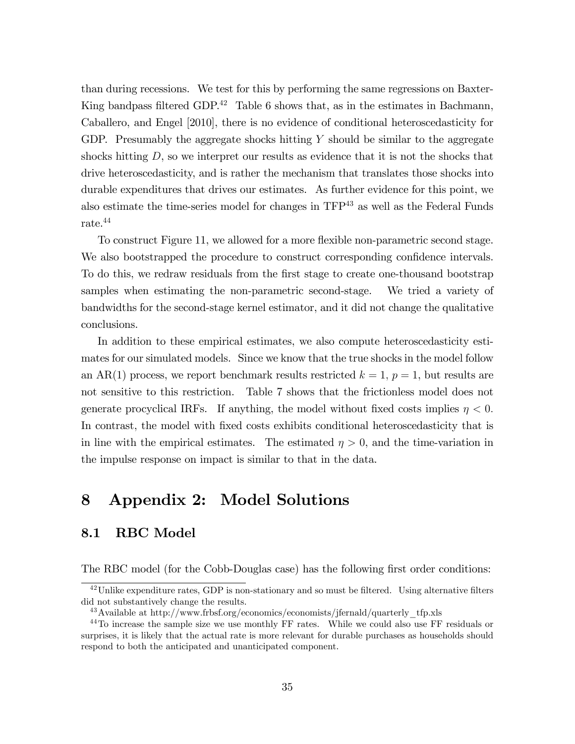than during recessions. We test for this by performing the same regressions on Baxter-King bandpass filtered GDP.[42] Table 6 shows that, as in the estimates in Bachmann, Caballero, and Engel [2010], there is no evidence of conditional heteroscedasticity for GDP. Presumably the aggregate shocks hitting $Y$ should be similar to the aggregate shocks hitting $D$, so we interpret our results as evidence that it is not the shocks that drive heteroscedasticity, and is rather the mechanism that translates those shocks into durable expenditures that drives our estimates. As further evidence for this point, we also estimate the time-series model for changes in TFP[43] as well as the Federal Funds rate.[44]

To construct Figure 11, we allowed for a more flexible non-parametric second stage. We also bootstrapped the procedure to construct corresponding confidence intervals. To do this, we redraw residuals from the first stage to create one-thousand bootstrap samples when estimating the non-parametric second-stage. We tried a variety of bandwidths for the second-stage kernel estimator, and it did not change the qualitative conclusions.

In addition to these empirical estimates, we also compute heteroscedasticity estimates for our simulated models. Since we know that the true shocks in the model follow an AR(1) process, we report benchmark results restricted $k = 1$, $p = 1$, but results are not sensitive to this restriction. Table 7 shows that the frictionless model does not generate procyclical IRFs. If anything, the model without fixed costs implies $\eta < 0$. In contrast, the model with fixed costs exhibits conditional heteroscedasticity that is in line with the empirical estimates. The estimated $\eta > 0$, and the time-variation in the impulse response on impact is similar to that in the data.

# 8 Appendix 2: Model Solutions

## 8.1 RBC Model

The RBC model (for the Cobb-Douglas case) has the following first order conditions:

[42] Unlike expenditure rates, GDP is non-stationary and so must be filtered. Using alternative filters did not substantively change the results.

[43] Available at http://www.frbsf.org/economics/economists/jfernald/quarterly_tfp.xls

[44] To increase the sample size we use monthly FF rates. While we could also use FF residuals or surprises, it is likely that the actual rate is more relevant for durable purchases as households should respond to both the anticipated and unanticipated component.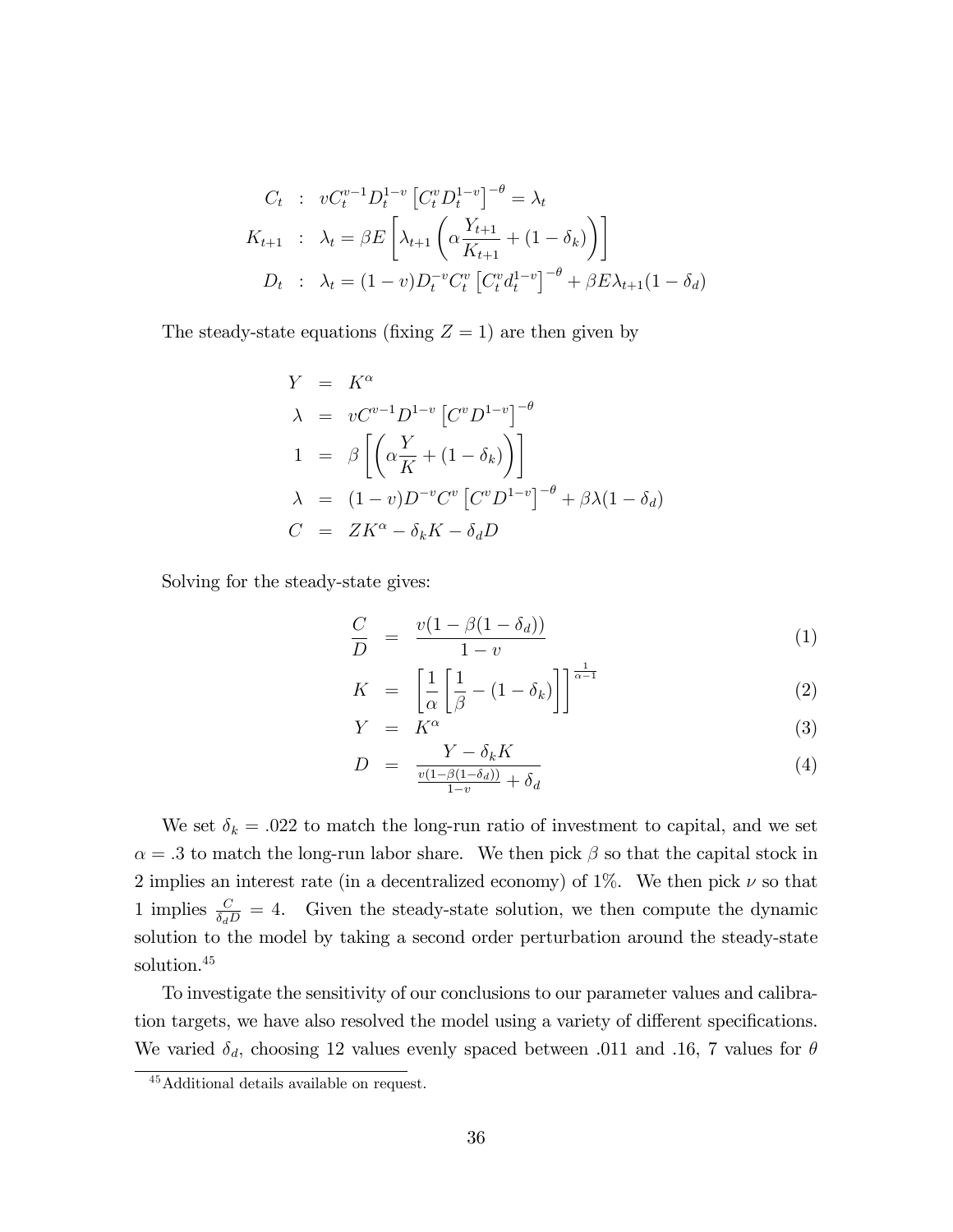$$
\begin{aligned}
C_t &: \; vC_t^{v-1}D_t^{1-v}\left[C_t^v D_t^{1-v}\right]^{-\theta} = \lambda_t \\
K_{t+1} &: \; \lambda_t = \beta E\left[\lambda_{t+1}\left(\alpha\frac{Y_{t+1}}{K_{t+1}} + (1-\delta_k)\right)\right] \\
D_t &: \; \lambda_t = (1-v)D_t^{-v}C_t^v\left[C_t^v d_t^{1-v}\right]^{-\theta} + \beta E\lambda_{t+1}(1-\delta_d)
\end{aligned}
$$

The steady-state equations (fixing $Z = 1$) are then given by

$$
\begin{aligned}
Y &= K^\alpha \\
\lambda &= vC^{v-1}D^{1-v}\left[C^v D^{1-v}\right]^{-\theta} \\
1 &= \beta\left[\left(\alpha\frac{Y}{K} + (1-\delta_k)\right)\right] \\
\lambda &= (1-v)D^{-v}C^v\left[C^v D^{1-v}\right]^{-\theta} + \beta\lambda(1-\delta_d) \\
C &= ZK^\alpha - \delta_k K - \delta_d D
\end{aligned}
$$

Solving for the steady-state gives:

$$
\frac{C}{D} = \frac{v(1-\beta(1-\delta_d))}{1-v} \tag{1}
$$

$$
K = \left[\frac{1}{\alpha}\left[\frac{1}{\beta} - (1-\delta_k)\right]\right]^{\frac{1}{\alpha-1}} \tag{2}
$$

$$
Y = K^\alpha \tag{3}
$$

$$
D = \frac{Y - \delta_k K}{\frac{v(1-\beta(1-\delta_d))}{1-v} + \delta_d} \tag{4}
$$

We set $\delta_k = .022$ to match the long-run ratio of investment to capital, and we set $\alpha = .3$ to match the long-run labor share. We then pick $\beta$ so that the capital stock in 2 implies an interest rate (in a decentralized economy) of 1%. We then pick $\nu$ so that 1 implies $\frac{C}{\delta_d D} = 4$. Given the steady-state solution, we then compute the dynamic solution to the model by taking a second order perturbation around the steady-state solution.[45]

To investigate the sensitivity of our conclusions to our parameter values and calibration targets, we have also resolved the model using a variety of different specifications. We varied $\delta_d$, choosing 12 values evenly spaced between .011 and .16, 7 values for $\theta$

[45] Additional details available on request.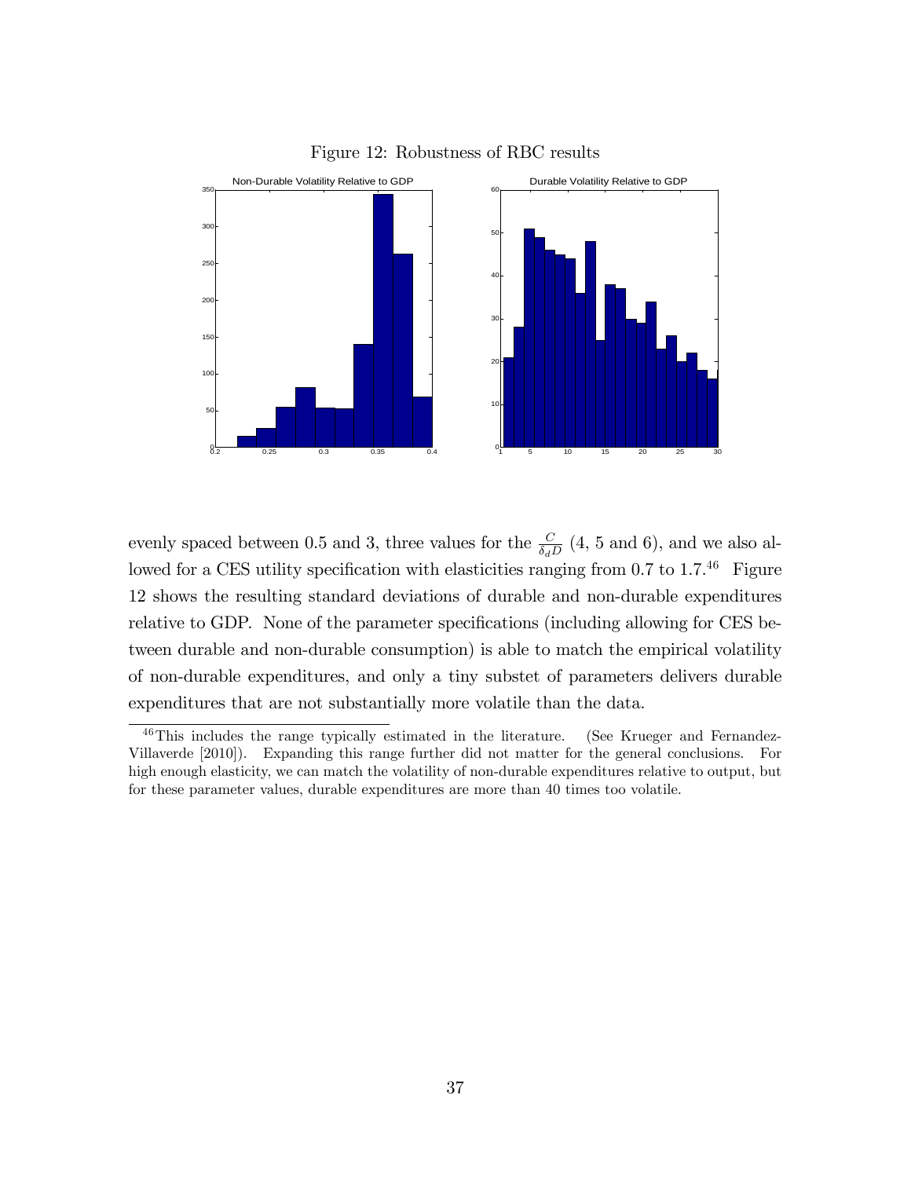Figure 12: Robustness of RBC results

evenly spaced between 0.5 and 3, three values for the $\frac{C}{\delta_d D}$ (4, 5 and 6), and we also allowed for a CES utility specification with elasticities ranging from 0.7 to 1.7.[46] Figure 12 shows the resulting standard deviations of durable and non-durable expenditures relative to GDP. None of the parameter specifications (including allowing for CES between durable and non-durable consumption) is able to match the empirical volatility of non-durable expenditures, and only a tiny substet of parameters delivers durable expenditures that are not substantially more volatile than the data.

[46] This includes the range typically estimated in the literature. (See Krueger and Fernandez-Villaverde [2010]). Expanding this range further did not matter for the general conclusions. For high enough elasticity, we can match the volatility of non-durable expenditures relative to output, but for these parameter values, durable expenditures are more than 40 times too volatile.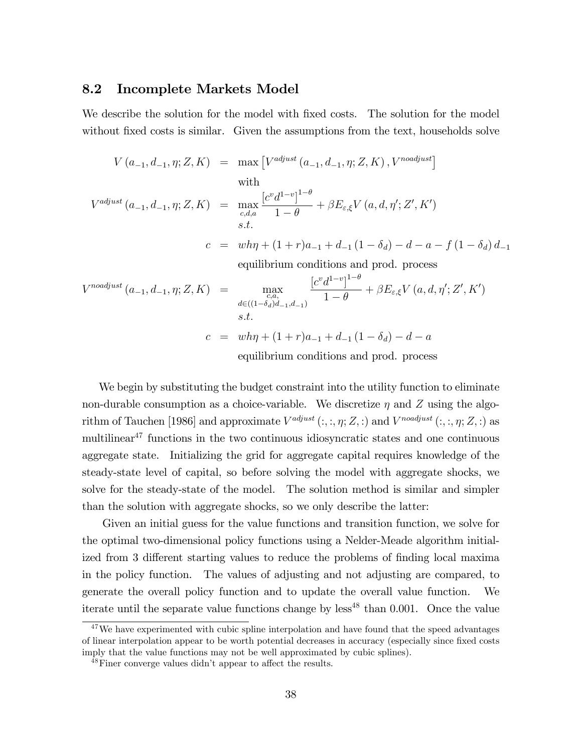### 8.2 Incomplete Markets Model

We describe the solution for the model with fixed costs. The solution for the model without fixed costs is similar. Given the assumptions from the text, households solve

$$
\begin{aligned}
V\left(a_{-1}, d_{-1}, \eta; Z, K\right) &= \max\left[V^{adjust}\left(a_{-1}, d_{-1}, \eta; Z, K\right), V^{noadjust}\right] \\
& \quad \text{with} \\
V^{adjust}\left(a_{-1}, d_{-1}, \eta; Z, K\right) &= \max_{c,d,a} \frac{\left[c^{v} d^{1-v}\right]^{1-\theta}}{1-\theta} + \beta E_{\varepsilon,\xi} V\left(a, d, \eta'; Z', K'\right) \\
& \quad s.t. \\
c &= wh\eta + (1+r)a_{-1} + d_{-1}\left(1-\delta_d\right) - d - a - f\left(1-\delta_d\right) d_{-1} \\
& \quad \text{equilibrium conditions and prod. process} \\
V^{noadjust}\left(a_{-1}, d_{-1}, \eta; Z, K\right) &= \max_{\substack{c,a, \\ d \in ((1-\delta_d)d_{-1}, d_{-1})}} \frac{\left[c^{v} d^{1-v}\right]^{1-\theta}}{1-\theta} + \beta E_{\varepsilon,\xi} V\left(a, d, \eta'; Z', K'\right) \\
& \quad s.t. \\
c &= wh\eta + (1+r)a_{-1} + d_{-1}\left(1-\delta_d\right) - d - a \\
& \quad \text{equilibrium conditions and prod. process}
\end{aligned}
$$

We begin by substituting the budget constraint into the utility function to eliminate non-durable consumption as a choice-variable. We discretize $\eta$ and $Z$ using the algorithm of Tauchen [1986] and approximate $V^{adjust}\left(:, :, \eta; Z, :\right)$ and $V^{noadjust}\left(:, :, \eta; Z, :\right)$ as multilinear[47] functions in the two continuous idiosyncratic states and one continuous aggregate state. Initializing the grid for aggregate capital requires knowledge of the steady-state level of capital, so before solving the model with aggregate shocks, we solve for the steady-state of the model. The solution method is similar and simpler than the solution with aggregate shocks, so we only describe the latter:

Given an initial guess for the value functions and transition function, we solve for the optimal two-dimensional policy functions using a Nelder-Meade algorithm initialized from 3 different starting values to reduce the problems of finding local maxima in the policy function. The values of adjusting and not adjusting are compared, to generate the overall policy function and to update the overall value function. We iterate until the separate value functions change by less[48] than 0.001. Once the value

[47] We have experimented with cubic spline interpolation and have found that the speed advantages of linear interpolation appear to be worth potential decreases in accuracy (especially since fixed costs imply that the value functions may not be well approximated by cubic splines).

[48] Finer converge values didn't appear to affect the results.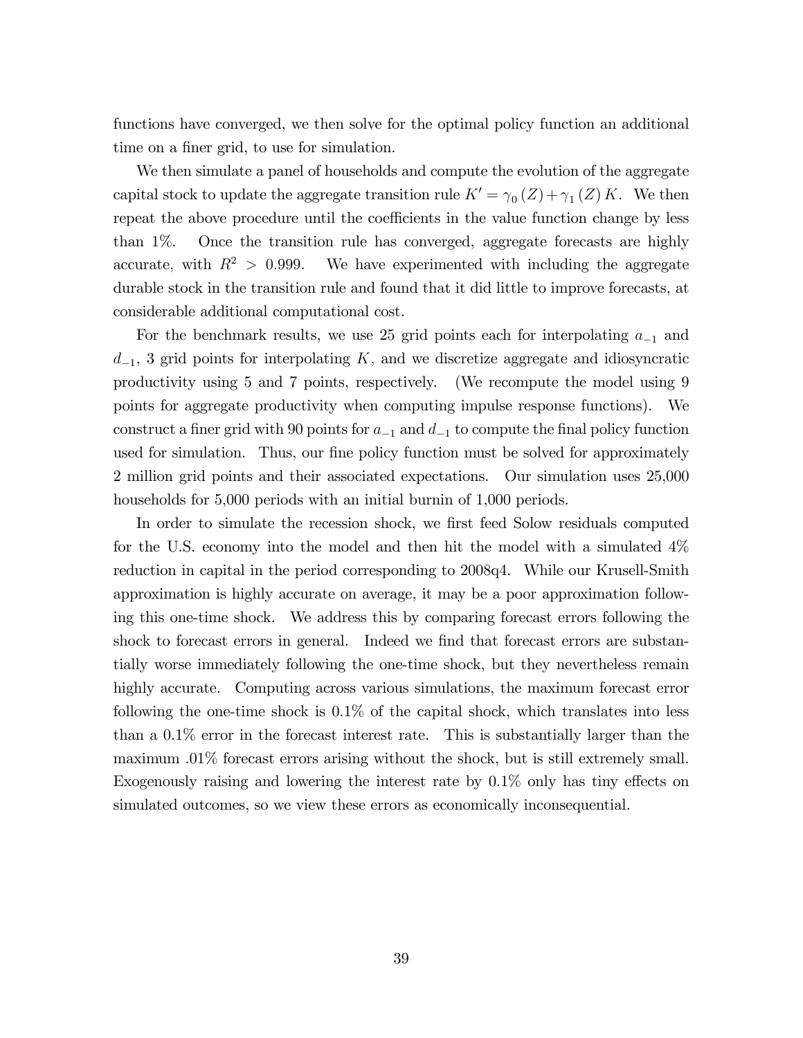functions have converged, we then solve for the optimal policy function an additional time on a finer grid, to use for simulation.

We then simulate a panel of households and compute the evolution of the aggregate capital stock to update the aggregate transition rule $K' = \gamma_0(Z) + \gamma_1(Z)K$. We then repeat the above procedure until the coefficients in the value function change by less than 1%. Once the transition rule has converged, aggregate forecasts are highly accurate, with $R^2 > 0.999$. We have experimented with including the aggregate durable stock in the transition rule and found that it did little to improve forecasts, at considerable additional computational cost.

For the benchmark results, we use 25 grid points each for interpolating $a_{-1}$ and $d_{-1}$, 3 grid points for interpolating $K$, and we discretize aggregate and idiosyncratic productivity using 5 and 7 points, respectively. (We recompute the model using 9 points for aggregate productivity when computing impulse response functions). We construct a finer grid with 90 points for $a_{-1}$ and $d_{-1}$ to compute the final policy function used for simulation. Thus, our fine policy function must be solved for approximately 2 million grid points and their associated expectations. Our simulation uses 25,000 households for 5,000 periods with an initial burnin of 1,000 periods.

In order to simulate the recession shock, we first feed Solow residuals computed for the U.S. economy into the model and then hit the model with a simulated 4% reduction in capital in the period corresponding to 2008q4. While our Krusell-Smith approximation is highly accurate on average, it may be a poor approximation following this one-time shock. We address this by comparing forecast errors following the shock to forecast errors in general. Indeed we find that forecast errors are substantially worse immediately following the one-time shock, but they nevertheless remain highly accurate. Computing across various simulations, the maximum forecast error following the one-time shock is 0.1% of the capital shock, which translates into less than a 0.1% error in the forecast interest rate. This is substantially larger than the maximum .01% forecast errors arising without the shock, but is still extremely small. Exogenously raising and lowering the interest rate by 0.1% only has tiny effects on simulated outcomes, so we view these errors as economically inconsequential.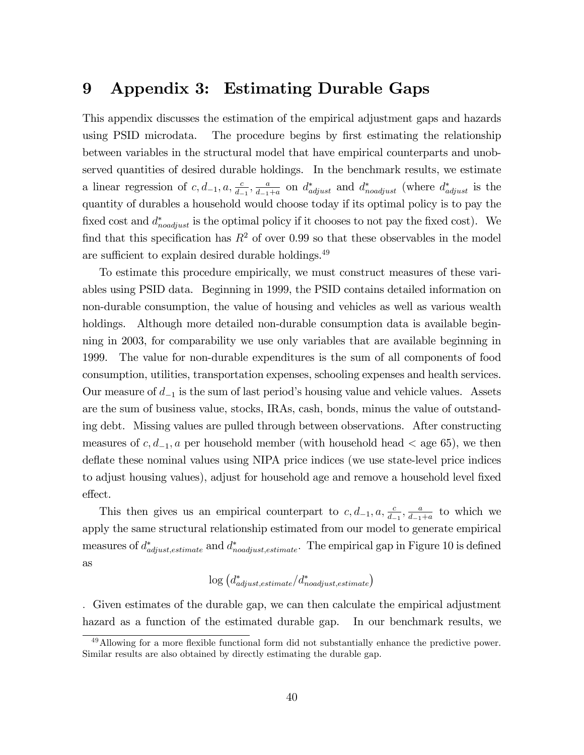# 9 Appendix 3: Estimating Durable Gaps

This appendix discusses the estimation of the empirical adjustment gaps and hazards using PSID microdata. The procedure begins by first estimating the relationship between variables in the structural model that have empirical counterparts and unobserved quantities of desired durable holdings. In the benchmark results, we estimate a linear regression of $c, d_{-1}, a, \frac{c}{d_{-1}}, \frac{a}{d_{-1}+a}$ on $d^*_{adjust}$ and $d^*_{noadjust}$ (where $d^*_{adjust}$ is the quantity of durables a household would choose today if its optimal policy is to pay the fixed cost and $d^*_{noadjust}$ is the optimal policy if it chooses to not pay the fixed cost). We find that this specification has $R^2$ of over 0.99 so that these observables in the model are sufficient to explain desired durable holdings.[49]

To estimate this procedure empirically, we must construct measures of these variables using PSID data. Beginning in 1999, the PSID contains detailed information on non-durable consumption, the value of housing and vehicles as well as various wealth holdings. Although more detailed non-durable consumption data is available beginning in 2003, for comparability we use only variables that are available beginning in 1999. The value for non-durable expenditures is the sum of all components of food consumption, utilities, transportation expenses, schooling expenses and health services. Our measure of $d_{-1}$ is the sum of last period's housing value and vehicle values. Assets are the sum of business value, stocks, IRAs, cash, bonds, minus the value of outstanding debt. Missing values are pulled through between observations. After constructing measures of $c, d_{-1}, a$ per household member (with household head $<$ age 65), we then deflate these nominal values using NIPA price indices (we use state-level price indices to adjust housing values), adjust for household age and remove a household level fixed effect.

This then gives us an empirical counterpart to $c, d_{-1}, a, \frac{c}{d_{-1}}, \frac{a}{d_{-1}+a}$ to which we apply the same structural relationship estimated from our model to generate empirical measures of $d^*_{adjust,estimate}$ and $d^*_{noadjust,estimate}$. The empirical gap in Figure 10 is defined as

$$\log\left(d^*_{adjust,estimate}/d^*_{noadjust,estimate}\right)$$

. Given estimates of the durable gap, we can then calculate the empirical adjustment hazard as a function of the estimated durable gap. In our benchmark results, we

[49] Allowing for a more flexible functional form did not substantially enhance the predictive power. Similar results are also obtained by directly estimating the durable gap.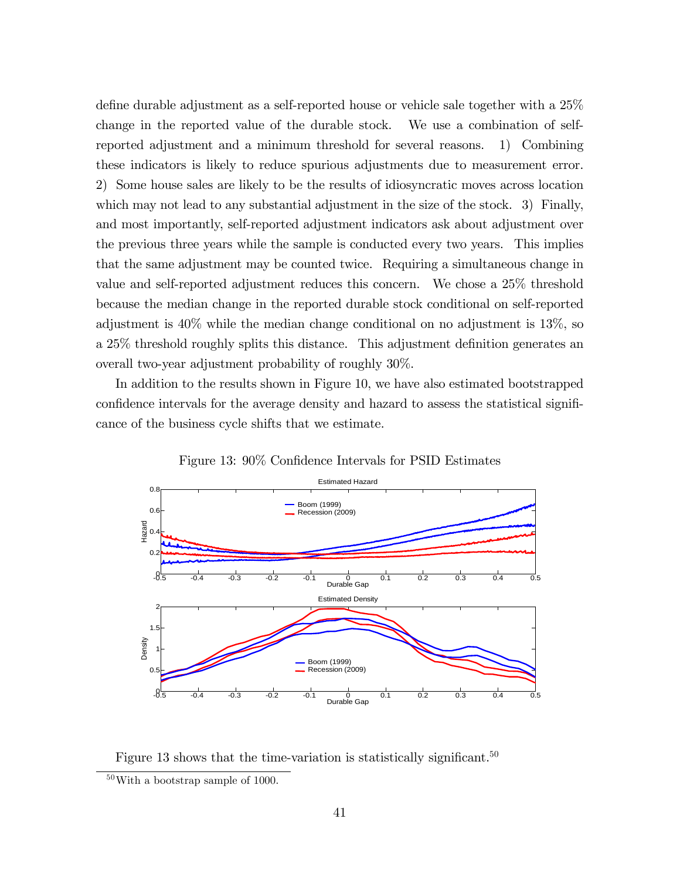define durable adjustment as a self-reported house or vehicle sale together with a 25% change in the reported value of the durable stock. We use a combination of self-reported adjustment and a minimum threshold for several reasons. 1) Combining these indicators is likely to reduce spurious adjustments due to measurement error. 2) Some house sales are likely to be the results of idiosyncratic moves across location which may not lead to any substantial adjustment in the size of the stock. 3) Finally, and most importantly, self-reported adjustment indicators ask about adjustment over the previous three years while the sample is conducted every two years. This implies that the same adjustment may be counted twice. Requiring a simultaneous change in value and self-reported adjustment reduces this concern. We chose a 25% threshold because the median change in the reported durable stock conditional on self-reported adjustment is 40% while the median change conditional on no adjustment is 13%, so a 25% threshold roughly splits this distance. This adjustment definition generates an overall two-year adjustment probability of roughly 30%.

In addition to the results shown in Figure 10, we have also estimated bootstrapped confidence intervals for the average density and hazard to assess the statistical significance of the business cycle shifts that we estimate.

Figure 13: 90% Confidence Intervals for PSID Estimates

Figure 13 shows that the time-variation is statistically significant.[50]

[50] With a bootstrap sample of 1000.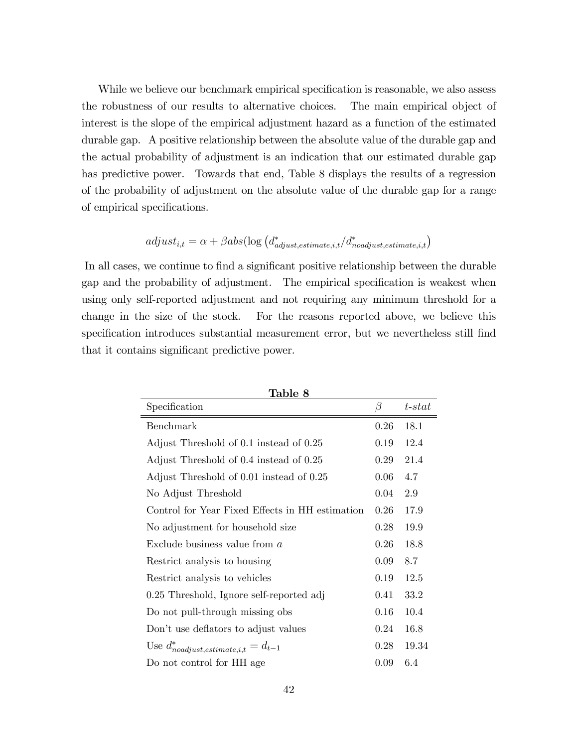While we believe our benchmark empirical specification is reasonable, we also assess the robustness of our results to alternative choices. The main empirical object of interest is the slope of the empirical adjustment hazard as a function of the estimated durable gap. A positive relationship between the absolute value of the durable gap and the actual probability of adjustment is an indication that our estimated durable gap has predictive power. Towards that end, Table 8 displays the results of a regression of the probability of adjustment on the absolute value of the durable gap for a range of empirical specifications.

$$adjust_{i,t} = \alpha + \beta abs(\log\left(d^{*}_{adjust,estimate,i,t}/d^{*}_{noadjust,estimate,i,t}\right)$$

In all cases, we continue to find a significant positive relationship between the durable gap and the probability of adjustment. The empirical specification is weakest when using only self-reported adjustment and not requiring any minimum threshold for a change in the size of the stock. For the reasons reported above, we believe this specification introduces substantial measurement error, but we nevertheless still find that it contains significant predictive power.

**Table 8**

| Specification | $\beta$ | *t-stat* |
|---|---|---|
| Benchmark | 0.26 | 18.1 |
| Adjust Threshold of 0.1 instead of 0.25 | 0.19 | 12.4 |
| Adjust Threshold of 0.4 instead of 0.25 | 0.29 | 21.4 |
| Adjust Threshold of 0.01 instead of 0.25 | 0.06 | 4.7 |
| No Adjust Threshold | 0.04 | 2.9 |
| Control for Year Fixed Effects in HH estimation | 0.26 | 17.9 |
| No adjustment for household size | 0.28 | 19.9 |
| Exclude business value from $a$ | 0.26 | 18.8 |
| Restrict analysis to housing | 0.09 | 8.7 |
| Restrict analysis to vehicles | 0.19 | 12.5 |
| 0.25 Threshold, Ignore self-reported adj | 0.41 | 33.2 |
| Do not pull-through missing obs | 0.16 | 10.4 |
| Don't use deflators to adjust values | 0.24 | 16.8 |
| Use $d^{*}_{noadjust,estimate,i,t} = d_{t-1}$ | 0.28 | 19.34 |
| Do not control for HH age | 0.09 | 6.4 |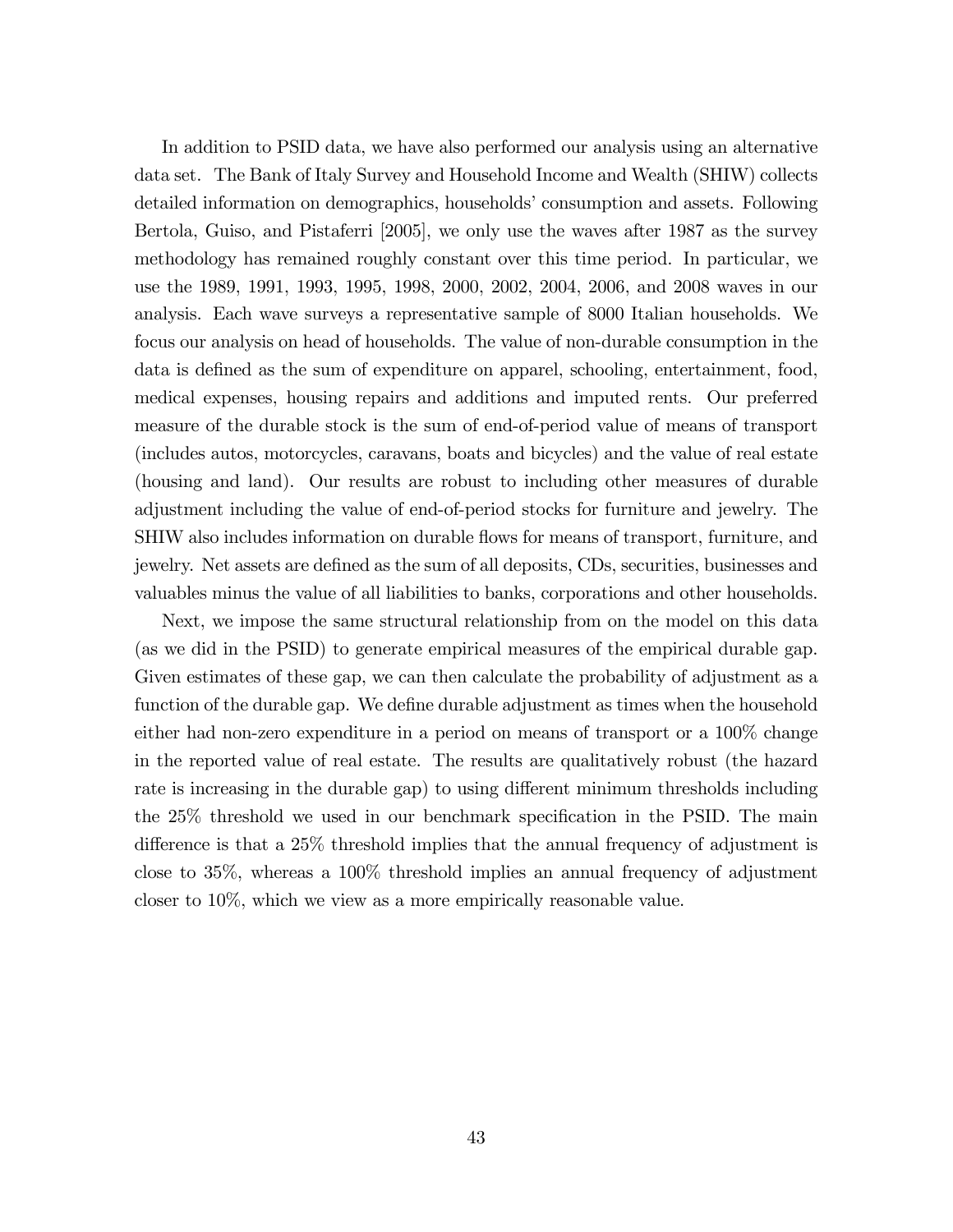In addition to PSID data, we have also performed our analysis using an alternative data set. The Bank of Italy Survey and Household Income and Wealth (SHIW) collects detailed information on demographics, households' consumption and assets. Following Bertola, Guiso, and Pistaferri [2005], we only use the waves after 1987 as the survey methodology has remained roughly constant over this time period. In particular, we use the 1989, 1991, 1993, 1995, 1998, 2000, 2002, 2004, 2006, and 2008 waves in our analysis. Each wave surveys a representative sample of 8000 Italian households. We focus our analysis on head of households. The value of non-durable consumption in the data is defined as the sum of expenditure on apparel, schooling, entertainment, food, medical expenses, housing repairs and additions and imputed rents. Our preferred measure of the durable stock is the sum of end-of-period value of means of transport (includes autos, motorcycles, caravans, boats and bicycles) and the value of real estate (housing and land). Our results are robust to including other measures of durable adjustment including the value of end-of-period stocks for furniture and jewelry. The SHIW also includes information on durable flows for means of transport, furniture, and jewelry. Net assets are defined as the sum of all deposits, CDs, securities, businesses and valuables minus the value of all liabilities to banks, corporations and other households.

Next, we impose the same structural relationship from on the model on this data (as we did in the PSID) to generate empirical measures of the empirical durable gap. Given estimates of these gap, we can then calculate the probability of adjustment as a function of the durable gap. We define durable adjustment as times when the household either had non-zero expenditure in a period on means of transport or a 100% change in the reported value of real estate. The results are qualitatively robust (the hazard rate is increasing in the durable gap) to using different minimum thresholds including the 25% threshold we used in our benchmark specification in the PSID. The main difference is that a 25% threshold implies that the annual frequency of adjustment is close to 35%, whereas a 100% threshold implies an annual frequency of adjustment closer to 10%, which we view as a more empirically reasonable value.